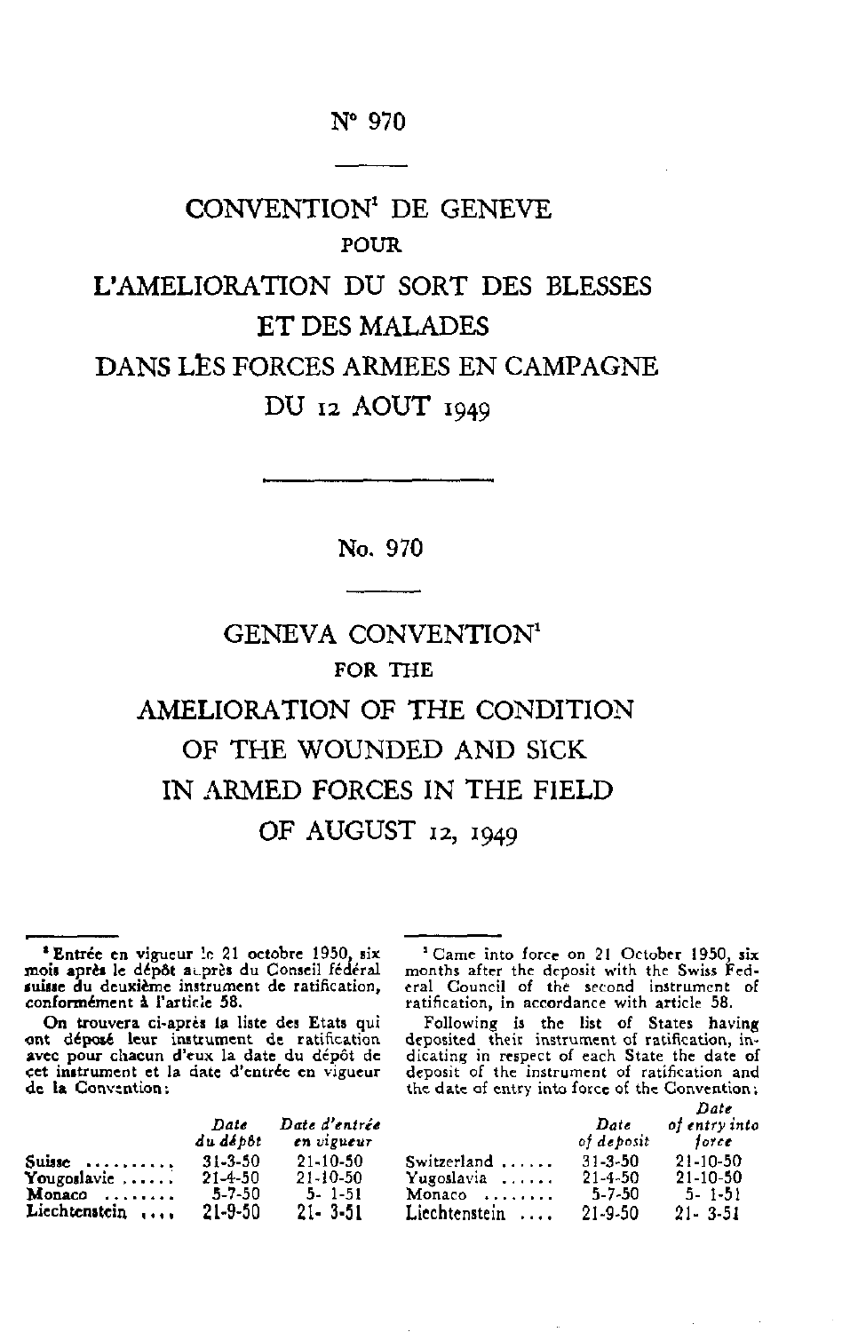N° 970

# CONVENTION[1] DE GENEVE POUR L'AMELIORATION DU SORT DES BLESSES ET DES MALADES DANS LES FORCES ARMEES EN CAMPAGNE DU 12 AOUT 1949

No. 970

# GENEVA CONVENTION[1] FOR THE AMELIORATION OF THE CONDITION OF THE WOUNDED AND SICK IN ARMED FORCES IN THE FIELD OF AUGUST 12, 1949

[1] Entrée en vigueur le 21 octobre 1950, six mois après le dépôt auprès du Conseil fédéral suisse du deuxième instrument de ratification, conformément à l'article 58.

On trouvera ci-après la liste des Etats qui ont déposé leur instrument de ratification avec pour chacun d'eux la date du dépôt de cet instrument et la date d'entrée en vigueur de la Convention:

| | *Date du dépôt* | *Date d'entrée en vigueur* |
|---|---|---|
| Suisse .......... | 31-3-50 | 21-10-50 |
| Yougoslavie ...... | 21-4-50 | 21-10-50 |
| Monaco ........ | 5-7-50 | 5-1-51 |
| Liechtenstein .... | 21-9-50 | 21-3-51 |

[1] Came into force on 21 October 1950, six months after the deposit with the Swiss Federal Council of the second instrument of ratification, in accordance with article 58.

Following is the list of States having deposited their instrument of ratification, indicating in respect of each State the date of deposit of the instrument of ratification and the date of entry into force of the Convention:

| | *Date of deposit* | *Date of entry into force* |
|---|---|---|
| Switzerland ...... | 31-3-50 | 21-10-50 |
| Yugoslavia ...... | 21-4-50 | 21-10-50 |
| Monaco ........ | 5-7-50 | 5-1-51 |
| Liechtenstein .... | 21-9-50 | 21-3-51 |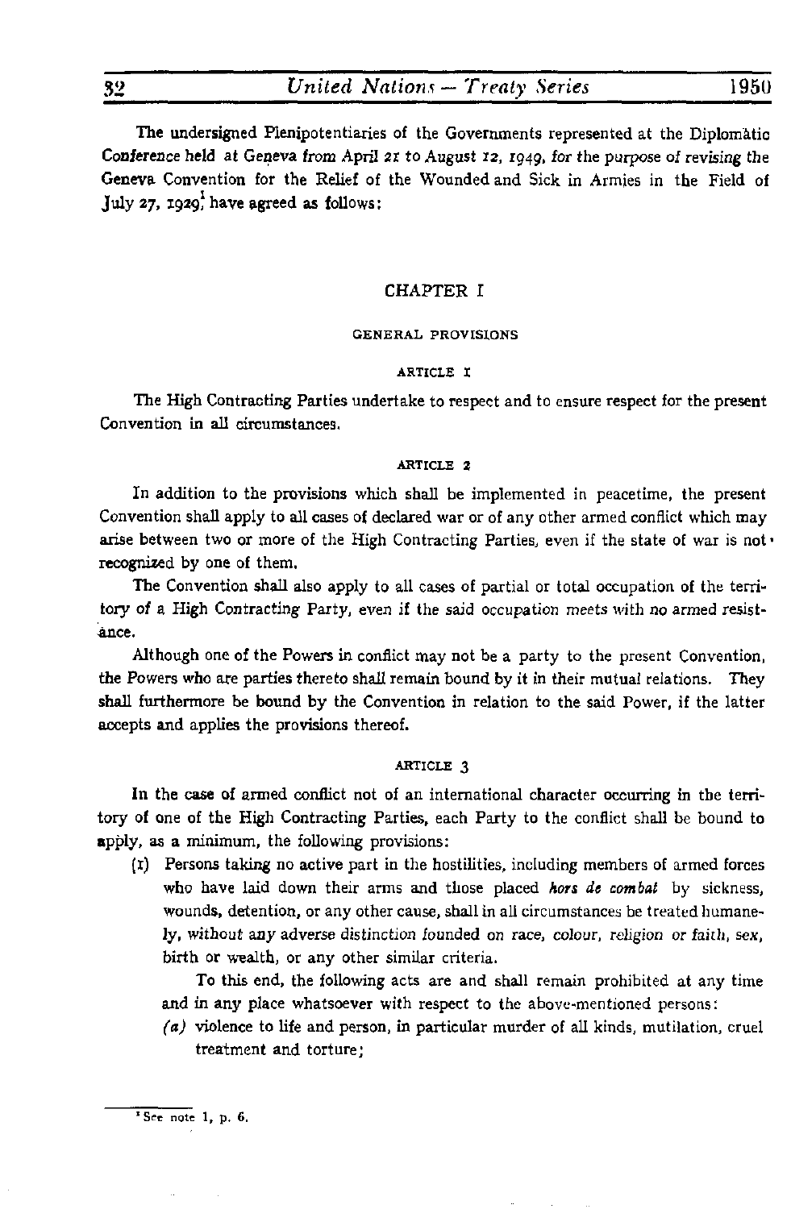The undersigned Plenipotentiaries of the Governments represented at the Diplomatic Conference held at Geneva from April 21 to August 12, 1949, for the purpose of revising the Geneva Convention for the Relief of the Wounded and Sick in Armies in the Field of July 27, 1929[1] have agreed as follows:

## CHAPTER I

### GENERAL PROVISIONS

#### ARTICLE 1

The High Contracting Parties undertake to respect and to ensure respect for the present Convention in all circumstances.

#### ARTICLE 2

In addition to the provisions which shall be implemented in peacetime, the present Convention shall apply to all cases of declared war or of any other armed conflict which may arise between two or more of the High Contracting Parties, even if the state of war is not recognized by one of them.

The Convention shall also apply to all cases of partial or total occupation of the territory of a High Contracting Party, even if the said occupation meets with no armed resistance.

Although one of the Powers in conflict may not be a party to the present Convention, the Powers who are parties thereto shall remain bound by it in their mutual relations. They shall furthermore be bound by the Convention in relation to the said Power, if the latter accepts and applies the provisions thereof.

#### ARTICLE 3

In the case of armed conflict not of an international character occurring in the territory of one of the High Contracting Parties, each Party to the conflict shall be bound to apply, as a minimum, the following provisions:

(1) Persons taking no active part in the hostilities, including members of armed forces who have laid down their arms and those placed *hors de combat* by sickness, wounds, detention, or any other cause, shall in all circumstances be treated humanely, without any adverse distinction founded on race, colour, religion or faith, sex, birth or wealth, or any other similar criteria.

To this end, the following acts are and shall remain prohibited at any time and in any place whatsoever with respect to the above-mentioned persons:

*(a)* violence to life and person, in particular murder of all kinds, mutilation, cruel treatment and torture;

---

[1] See note 1, p. 6.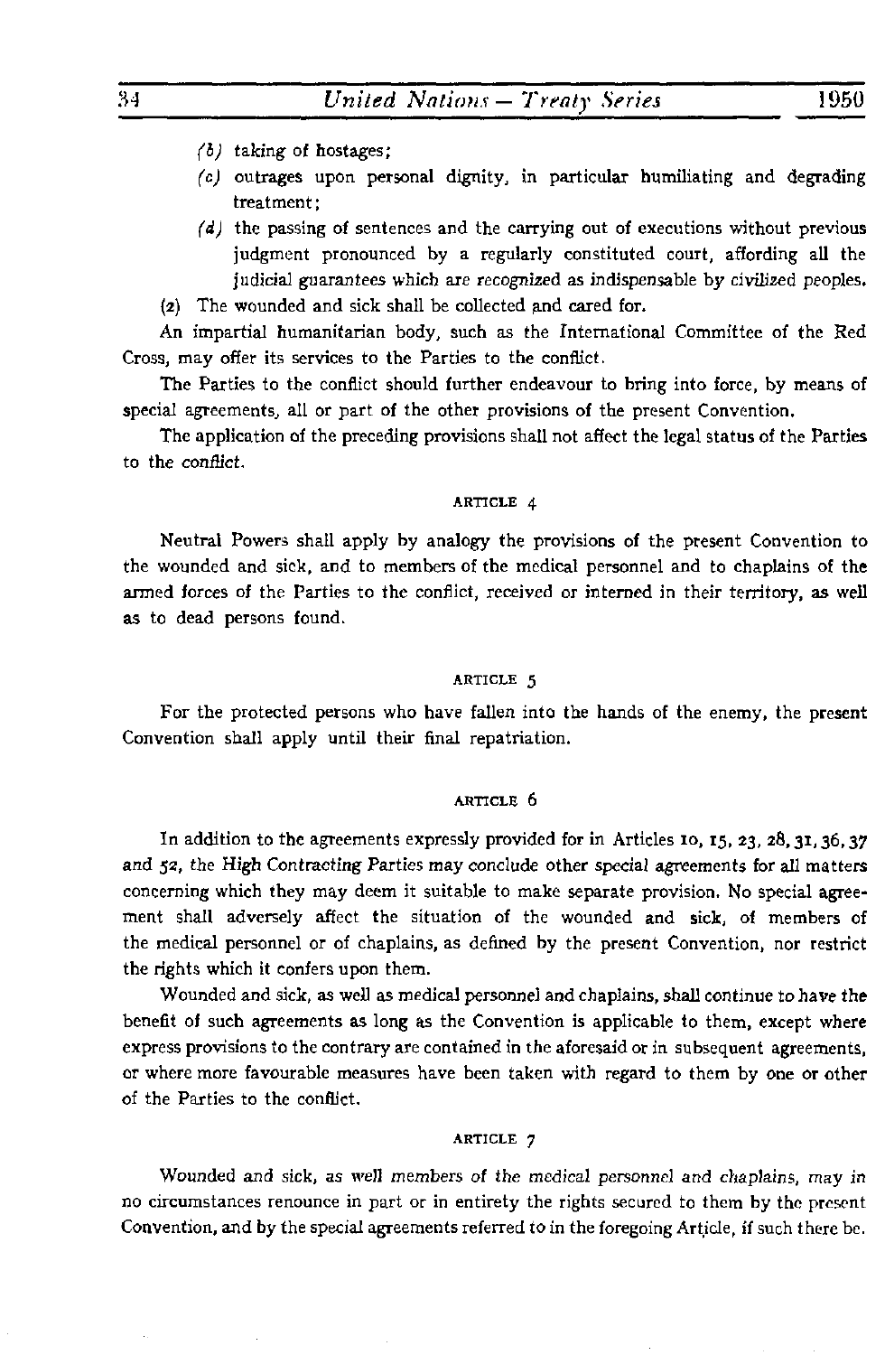(b) taking of hostages;

(c) outrages upon personal dignity, in particular humiliating and degrading treatment;

(d) the passing of sentences and the carrying out of executions without previous judgment pronounced by a regularly constituted court, affording all the judicial guarantees which are recognized as indispensable by civilized peoples.

(2) The wounded and sick shall be collected and cared for.

An impartial humanitarian body, such as the International Committee of the Red Cross, may offer its services to the Parties to the conflict.

The Parties to the conflict should further endeavour to bring into force, by means of special agreements, all or part of the other provisions of the present Convention.

The application of the preceding provisions shall not affect the legal status of the Parties to the conflict.

ARTICLE 4

Neutral Powers shall apply by analogy the provisions of the present Convention to the wounded and sick, and to members of the medical personnel and to chaplains of the armed forces of the Parties to the conflict, received or interned in their territory, as well as to dead persons found.

ARTICLE 5

For the protected persons who have fallen into the hands of the enemy, the present Convention shall apply until their final repatriation.

ARTICLE 6

In addition to the agreements expressly provided for in Articles 10, 15, 23, 28, 31, 36, 37 and 52, the High Contracting Parties may conclude other special agreements for all matters concerning which they may deem it suitable to make separate provision. No special agreement shall adversely affect the situation of the wounded and sick, of members of the medical personnel or of chaplains, as defined by the present Convention, nor restrict the rights which it confers upon them.

Wounded and sick, as well as medical personnel and chaplains, shall continue to have the benefit of such agreements as long as the Convention is applicable to them, except where express provisions to the contrary are contained in the aforesaid or in subsequent agreements, or where more favourable measures have been taken with regard to them by one or other of the Parties to the conflict.

ARTICLE 7

Wounded and sick, as well members of the medical personnel and chaplains, may in no circumstances renounce in part or in entirety the rights secured to them by the present Convention, and by the special agreements referred to in the foregoing Article, if such there be.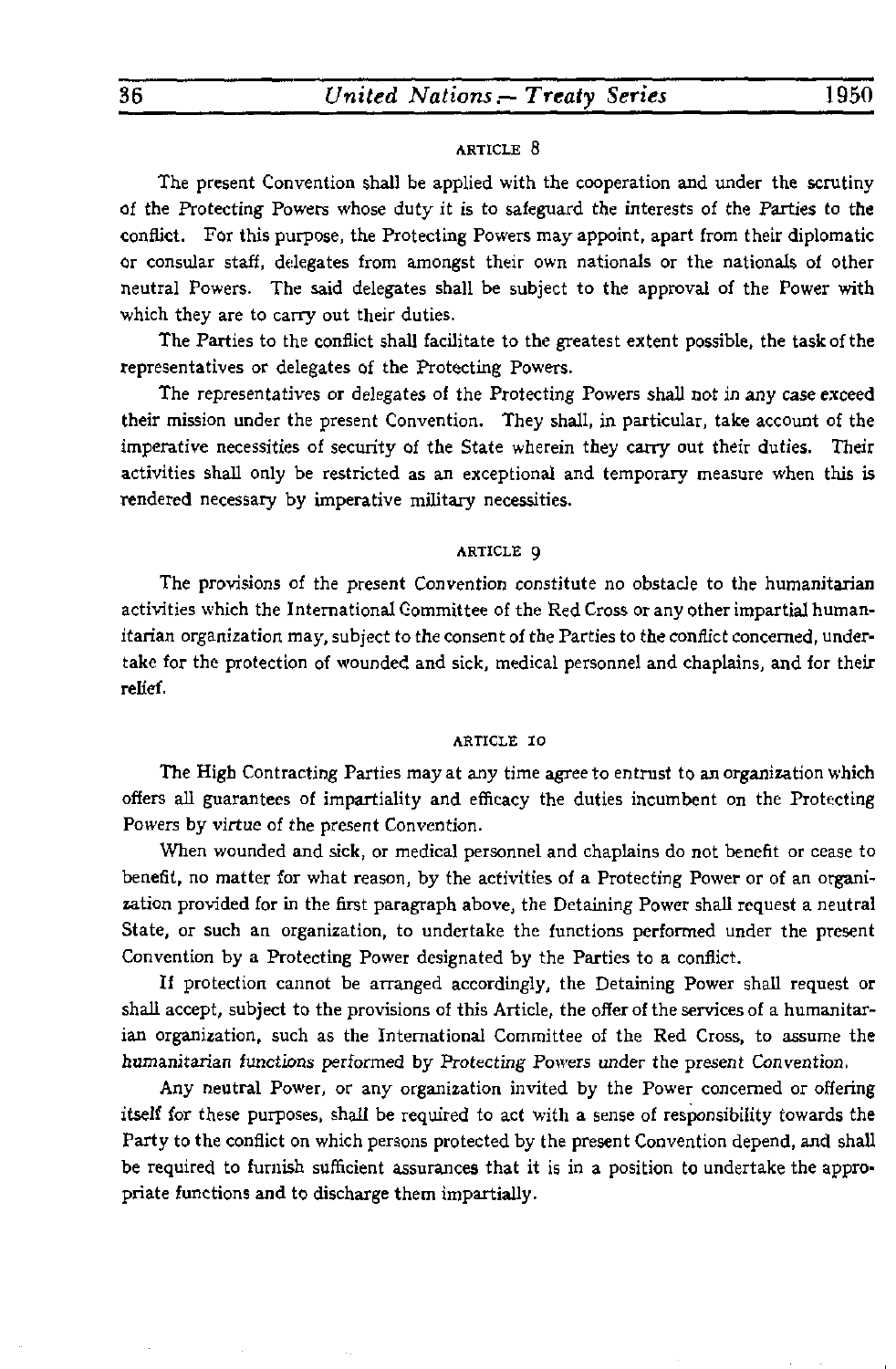ARTICLE 8

The present Convention shall be applied with the cooperation and under the scrutiny of the Protecting Powers whose duty it is to safeguard the interests of the Parties to the conflict. For this purpose, the Protecting Powers may appoint, apart from their diplomatic or consular staff, delegates from amongst their own nationals or the nationals of other neutral Powers. The said delegates shall be subject to the approval of the Power with which they are to carry out their duties.

The Parties to the conflict shall facilitate to the greatest extent possible, the task of the representatives or delegates of the Protecting Powers.

The representatives or delegates of the Protecting Powers shall not in any case exceed their mission under the present Convention. They shall, in particular, take account of the imperative necessities of security of the State wherein they carry out their duties. Their activities shall only be restricted as an exceptional and temporary measure when this is rendered necessary by imperative military necessities.

ARTICLE 9

The provisions of the present Convention constitute no obstacle to the humanitarian activities which the International Committee of the Red Cross or any other impartial humanitarian organization may, subject to the consent of the Parties to the conflict concerned, undertake for the protection of wounded and sick, medical personnel and chaplains, and for their relief.

ARTICLE 10

The High Contracting Parties may at any time agree to entrust to an organization which offers all guarantees of impartiality and efficacy the duties incumbent on the Protecting Powers by virtue of the present Convention.

When wounded and sick, or medical personnel and chaplains do not benefit or cease to benefit, no matter for what reason, by the activities of a Protecting Power or of an organization provided for in the first paragraph above, the Detaining Power shall request a neutral State, or such an organization, to undertake the functions performed under the present Convention by a Protecting Power designated by the Parties to a conflict.

If protection cannot be arranged accordingly, the Detaining Power shall request or shall accept, subject to the provisions of this Article, the offer of the services of a humanitarian organization, such as the International Committee of the Red Cross, to assume the humanitarian functions performed by Protecting Powers under the present Convention.

Any neutral Power, or any organization invited by the Power concerned or offering itself for these purposes, shall be required to act with a sense of responsibility towards the Party to the conflict on which persons protected by the present Convention depend, and shall be required to furnish sufficient assurances that it is in a position to undertake the appropriate functions and to discharge them impartially.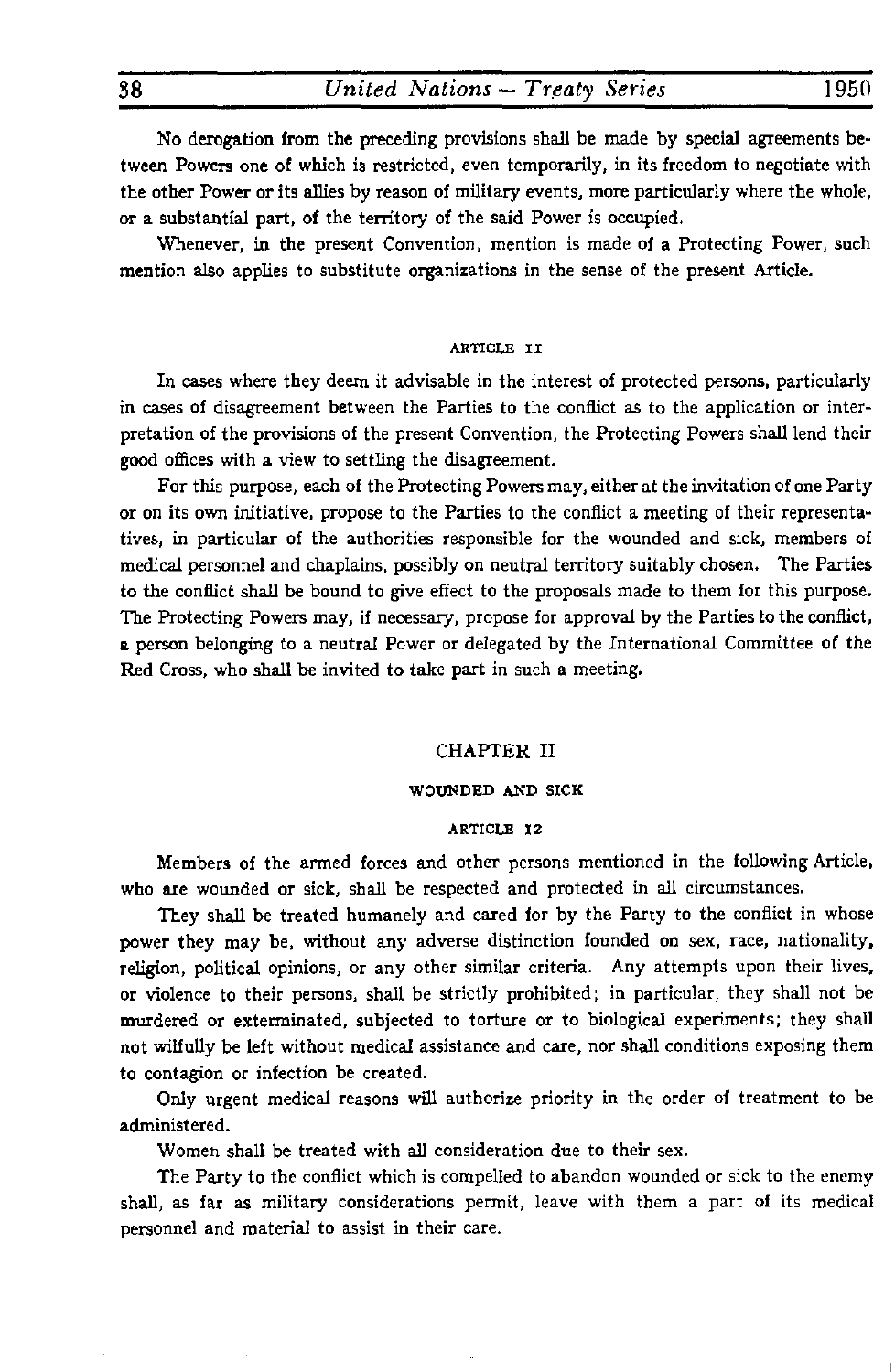No derogation from the preceding provisions shall be made by special agreements between Powers one of which is restricted, even temporarily, in its freedom to negotiate with the other Power or its allies by reason of military events, more particularly where the whole, or a substantial part, of the territory of the said Power is occupied.

Whenever, in the present Convention, mention is made of a Protecting Power, such mention also applies to substitute organizations in the sense of the present Article.

###### ARTICLE 11

In cases where they deem it advisable in the interest of protected persons, particularly in cases of disagreement between the Parties to the conflict as to the application or interpretation of the provisions of the present Convention, the Protecting Powers shall lend their good offices with a view to settling the disagreement.

For this purpose, each of the Protecting Powers may, either at the invitation of one Party or on its own initiative, propose to the Parties to the conflict a meeting of their representatives, in particular of the authorities responsible for the wounded and sick, members of medical personnel and chaplains, possibly on neutral territory suitably chosen. The Parties to the conflict shall be bound to give effect to the proposals made to them for this purpose. The Protecting Powers may, if necessary, propose for approval by the Parties to the conflict, a person belonging to a neutral Power or delegated by the International Committee of the Red Cross, who shall be invited to take part in such a meeting.

## CHAPTER II

### WOUNDED AND SICK

###### ARTICLE 12

Members of the armed forces and other persons mentioned in the following Article, who are wounded or sick, shall be respected and protected in all circumstances.

They shall be treated humanely and cared for by the Party to the conflict in whose power they may be, without any adverse distinction founded on sex, race, nationality, religion, political opinions, or any other similar criteria. Any attempts upon their lives, or violence to their persons, shall be strictly prohibited; in particular, they shall not be murdered or exterminated, subjected to torture or to biological experiments; they shall not wilfully be left without medical assistance and care, nor shall conditions exposing them to contagion or infection be created.

Only urgent medical reasons will authorize priority in the order of treatment to be administered.

Women shall be treated with all consideration due to their sex.

The Party to the conflict which is compelled to abandon wounded or sick to the enemy shall, as far as military considerations permit, leave with them a part of its medical personnel and material to assist in their care.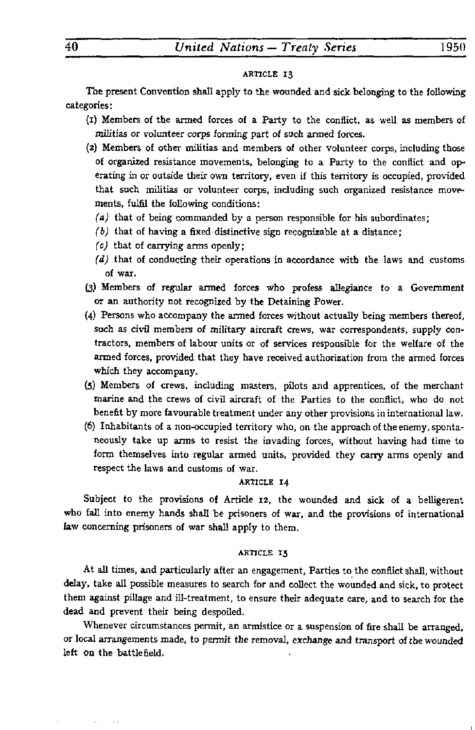### ARTICLE 13

The present Convention shall apply to the wounded and sick belonging to the following categories:

(1) Members of the armed forces of a Party to the conflict, as well as members of militias or volunteer corps forming part of such armed forces.

(2) Members of other militias and members of other volunteer corps, including those of organized resistance movements, belonging to a Party to the conflict and operating in or outside their own territory, even if this territory is occupied, provided that such militias or volunteer corps, including such organized resistance movements, fulfil the following conditions:

*(a)* that of being commanded by a person responsible for his subordinates;

*(b)* that of having a fixed distinctive sign recognizable at a distance;

*(c)* that of carrying arms openly;

*(d)* that of conducting their operations in accordance with the laws and customs of war.

(3) Members of regular armed forces who profess allegiance to a Government or an authority not recognized by the Detaining Power.

(4) Persons who accompany the armed forces without actually being members thereof, such as civil members of military aircraft crews, war correspondents, supply contractors, members of labour units or of services responsible for the welfare of the armed forces, provided that they have received authorization from the armed forces which they accompany.

(5) Members of crews, including masters, pilots and apprentices, of the merchant marine and the crews of civil aircraft of the Parties to the conflict, who do not benefit by more favourable treatment under any other provisions in international law.

(6) Inhabitants of a non-occupied territory who, on the approach of the enemy, spontaneously take up arms to resist the invading forces, without having had time to form themselves into regular armed units, provided they carry arms openly and respect the laws and customs of war.

### ARTICLE 14

Subject to the provisions of Article 12, the wounded and sick of a belligerent who fall into enemy hands shall be prisoners of war, and the provisions of international law concerning prisoners of war shall apply to them.

### ARTICLE 15

At all times, and particularly after an engagement, Parties to the conflict shall, without delay, take all possible measures to search for and collect the wounded and sick, to protect them against pillage and ill-treatment, to ensure their adequate care, and to search for the dead and prevent their being despoiled.

Whenever circumstances permit, an armistice or a suspension of fire shall be arranged, or local arrangements made, to permit the removal, exchange and transport of the wounded left on the battlefield.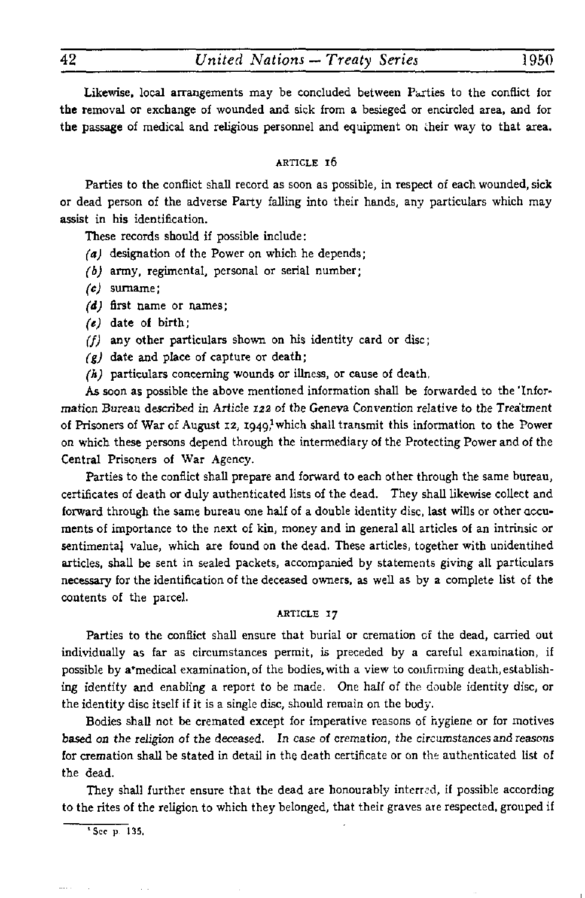Likewise, local arrangements may be concluded between Parties to the conflict for the removal or exchange of wounded and sick from a besieged or encircled area, and for the passage of medical and religious personnel and equipment on their way to that area.

### ARTICLE 16

Parties to the conflict shall record as soon as possible, in respect of each wounded, sick or dead person of the adverse Party falling into their hands, any particulars which may assist in his identification.

These records should if possible include:

*(a)* designation of the Power on which he depends;

*(b)* army, regimental, personal or serial number;

*(c)* surname;

*(d)* first name or names;

*(e)* date of birth;

*(f)* any other particulars shown on his identity card or disc;

*(g)* date and place of capture or death;

*(h)* particulars concerning wounds or illness, or cause of death.

As soon as possible the above mentioned information shall be forwarded to the Information Bureau described in Article 122 of the Geneva Convention relative to the Treatment of Prisoners of War of August 12, 1949,[1] which shall transmit this information to the Power on which these persons depend through the intermediary of the Protecting Power and of the Central Prisoners of War Agency.

Parties to the conflict shall prepare and forward to each other through the same bureau, certificates of death or duly authenticated lists of the dead. They shall likewise collect and forward through the same bureau one half of a double identity disc, last wills or other documents of importance to the next of kin, money and in general all articles of an intrinsic or sentimental value, which are found on the dead. These articles, together with unidentified articles, shall be sent in sealed packets, accompanied by statements giving all particulars necessary for the identification of the deceased owners, as well as by a complete list of the contents of the parcel.

### ARTICLE 17

Parties to the conflict shall ensure that burial or cremation of the dead, carried out individually as far as circumstances permit, is preceded by a careful examination, if possible by a medical examination, of the bodies, with a view to confirming death, establishing identity and enabling a report to be made. One half of the double identity disc, or the identity disc itself if it is a single disc, should remain on the body.

Bodies shall not be cremated except for imperative reasons of hygiene or for motives based on the religion of the deceased. In case of cremation, the circumstances and reasons for cremation shall be stated in detail in the death certificate or on the authenticated list of the dead.

They shall further ensure that the dead are honourably interred, if possible according to the rites of the religion to which they belonged, that their graves are respected, grouped if

[1] See p. 135.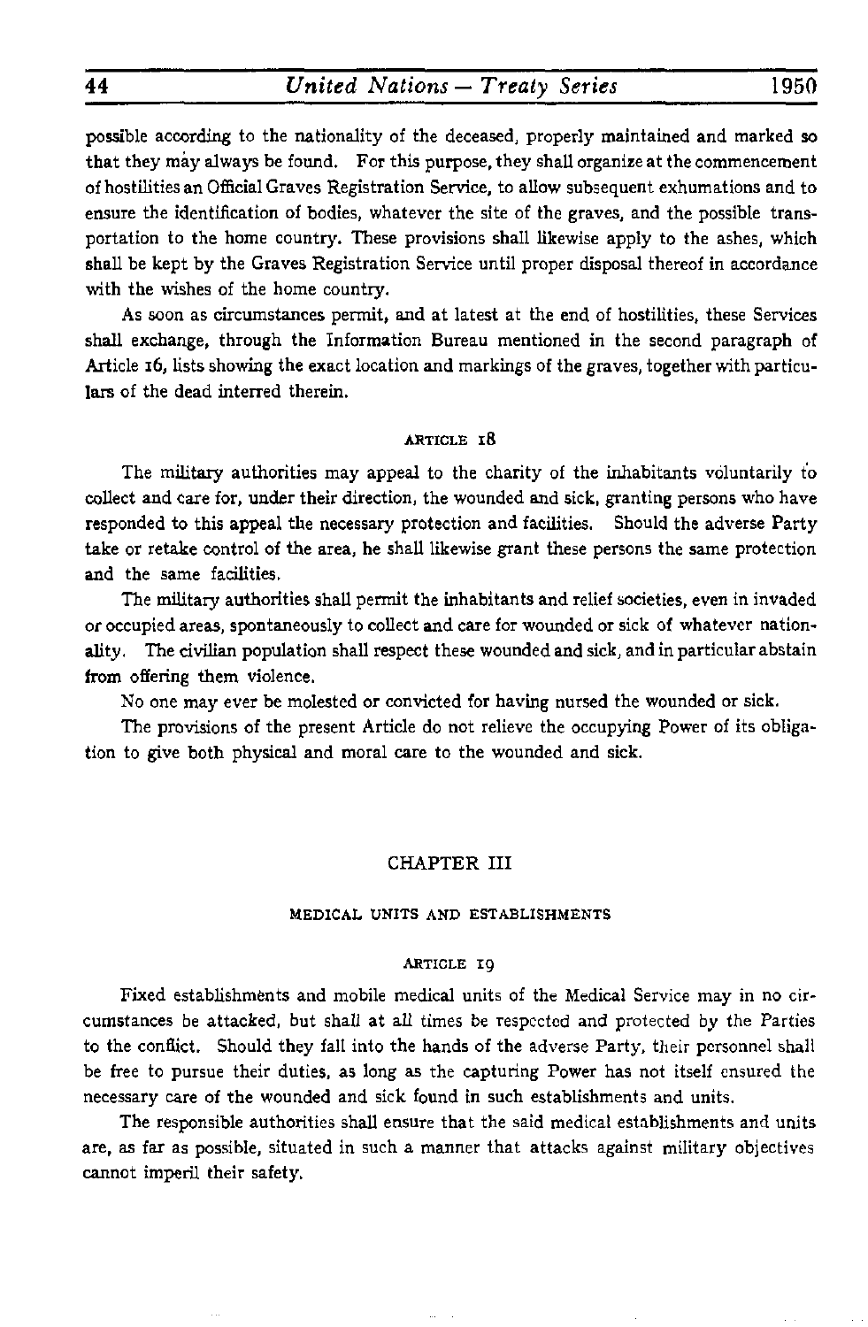possible according to the nationality of the deceased, properly maintained and marked so that they may always be found. For this purpose, they shall organize at the commencement of hostilities an Official Graves Registration Service, to allow subsequent exhumations and to ensure the identification of bodies, whatever the site of the graves, and the possible transportation to the home country. These provisions shall likewise apply to the ashes, which shall be kept by the Graves Registration Service until proper disposal thereof in accordance with the wishes of the home country.

As soon as circumstances permit, and at latest at the end of hostilities, these Services shall exchange, through the Information Bureau mentioned in the second paragraph of Article 16, lists showing the exact location and markings of the graves, together with particulars of the dead interred therein.

###### ARTICLE 18

The military authorities may appeal to the charity of the inhabitants voluntarily to collect and care for, under their direction, the wounded and sick, granting persons who have responded to this appeal the necessary protection and facilities. Should the adverse Party take or retake control of the area, he shall likewise grant these persons the same protection and the same facilities.

The military authorities shall permit the inhabitants and relief societies, even in invaded or occupied areas, spontaneously to collect and care for wounded or sick of whatever nationality. The civilian population shall respect these wounded and sick, and in particular abstain from offering them violence.

No one may ever be molested or convicted for having nursed the wounded or sick.

The provisions of the present Article do not relieve the occupying Power of its obligation to give both physical and moral care to the wounded and sick.

## CHAPTER III

### MEDICAL UNITS AND ESTABLISHMENTS

###### ARTICLE 19

Fixed establishments and mobile medical units of the Medical Service may in no circumstances be attacked, but shall at all times be respected and protected by the Parties to the conflict. Should they fall into the hands of the adverse Party, their personnel shall be free to pursue their duties, as long as the capturing Power has not itself ensured the necessary care of the wounded and sick found in such establishments and units.

The responsible authorities shall ensure that the said medical establishments and units are, as far as possible, situated in such a manner that attacks against military objectives cannot imperil their safety.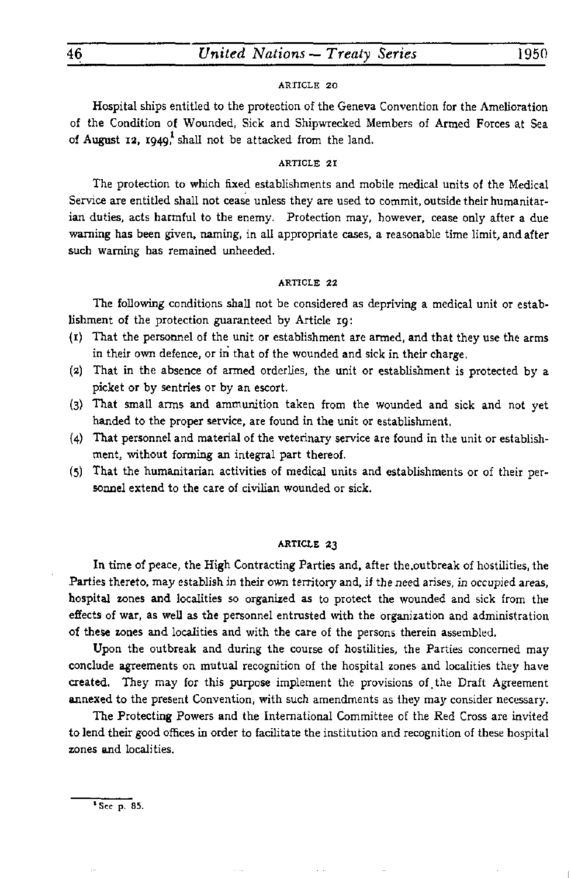### ARTICLE 20

Hospital ships entitled to the protection of the Geneva Convention for the Amelioration of the Condition of Wounded, Sick and Shipwrecked Members of Armed Forces at Sea of August 12, 1949,[1] shall not be attacked from the land.

### ARTICLE 21

The protection to which fixed establishments and mobile medical units of the Medical Service are entitled shall not cease unless they are used to commit, outside their humanitarian duties, acts harmful to the enemy. Protection may, however, cease only after a due warning has been given, naming, in all appropriate cases, a reasonable time limit, and after such warning has remained unheeded.

### ARTICLE 22

The following conditions shall not be considered as depriving a medical unit or establishment of the protection guaranteed by Article 19:

(1) That the personnel of the unit or establishment are armed, and that they use the arms in their own defence, or in that of the wounded and sick in their charge.

(2) That in the absence of armed orderlies, the unit or establishment is protected by a picket or by sentries or by an escort.

(3) That small arms and ammunition taken from the wounded and sick and not yet handed to the proper service, are found in the unit or establishment.

(4) That personnel and material of the veterinary service are found in the unit or establishment, without forming an integral part thereof.

(5) That the humanitarian activities of medical units and establishments or of their personnel extend to the care of civilian wounded or sick.

### ARTICLE 23

In time of peace, the High Contracting Parties and, after the outbreak of hostilities, the Parties thereto, may establish in their own territory and, if the need arises, in occupied areas, hospital zones and localities so organized as to protect the wounded and sick from the effects of war, as well as the personnel entrusted with the organization and administration of these zones and localities and with the care of the persons therein assembled.

Upon the outbreak and during the course of hostilities, the Parties concerned may conclude agreements on mutual recognition of the hospital zones and localities they have created. They may for this purpose implement the provisions of the Draft Agreement annexed to the present Convention, with such amendments as they may consider necessary.

The Protecting Powers and the International Committee of the Red Cross are invited to lend their good offices in order to facilitate the institution and recognition of these hospital zones and localities.

[1] See p. 85.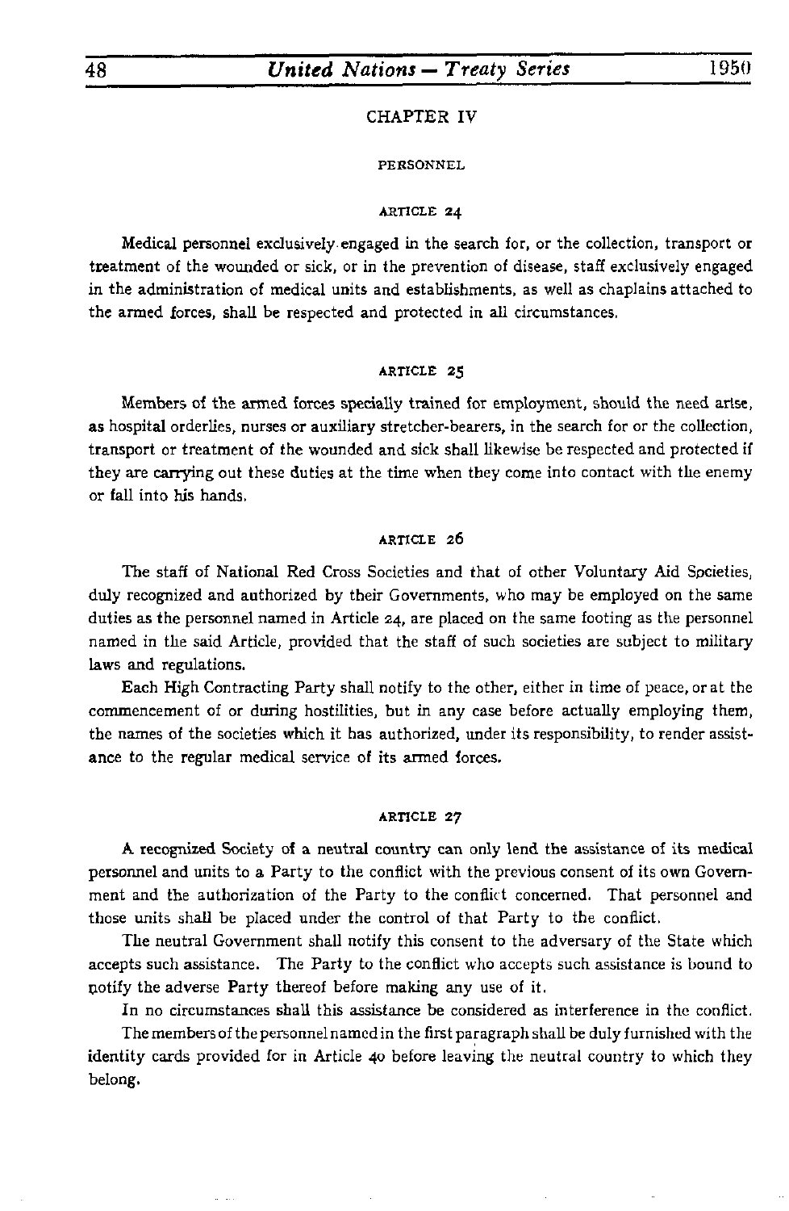## CHAPTER IV

### PERSONNEL

#### ARTICLE 24

Medical personnel exclusively engaged in the search for, or the collection, transport or treatment of the wounded or sick, or in the prevention of disease, staff exclusively engaged in the administration of medical units and establishments, as well as chaplains attached to the armed forces, shall be respected and protected in all circumstances.

#### ARTICLE 25

Members of the armed forces specially trained for employment, should the need arise, as hospital orderlies, nurses or auxiliary stretcher-bearers, in the search for or the collection, transport or treatment of the wounded and sick shall likewise be respected and protected if they are carrying out these duties at the time when they come into contact with the enemy or fall into his hands.

#### ARTICLE 26

The staff of National Red Cross Societies and that of other Voluntary Aid Societies, duly recognized and authorized by their Governments, who may be employed on the same duties as the personnel named in Article 24, are placed on the same footing as the personnel named in the said Article, provided that the staff of such societies are subject to military laws and regulations.

Each High Contracting Party shall notify to the other, either in time of peace, or at the commencement of or during hostilities, but in any case before actually employing them, the names of the societies which it has authorized, under its responsibility, to render assistance to the regular medical service of its armed forces.

#### ARTICLE 27

A recognized Society of a neutral country can only lend the assistance of its medical personnel and units to a Party to the conflict with the previous consent of its own Government and the authorization of the Party to the conflict concerned. That personnel and those units shall be placed under the control of that Party to the conflict.

The neutral Government shall notify this consent to the adversary of the State which accepts such assistance. The Party to the conflict who accepts such assistance is bound to notify the adverse Party thereof before making any use of it.

In no circumstances shall this assistance be considered as interference in the conflict.

The members of the personnel named in the first paragraph shall be duly furnished with the identity cards provided for in Article 40 before leaving the neutral country to which they belong.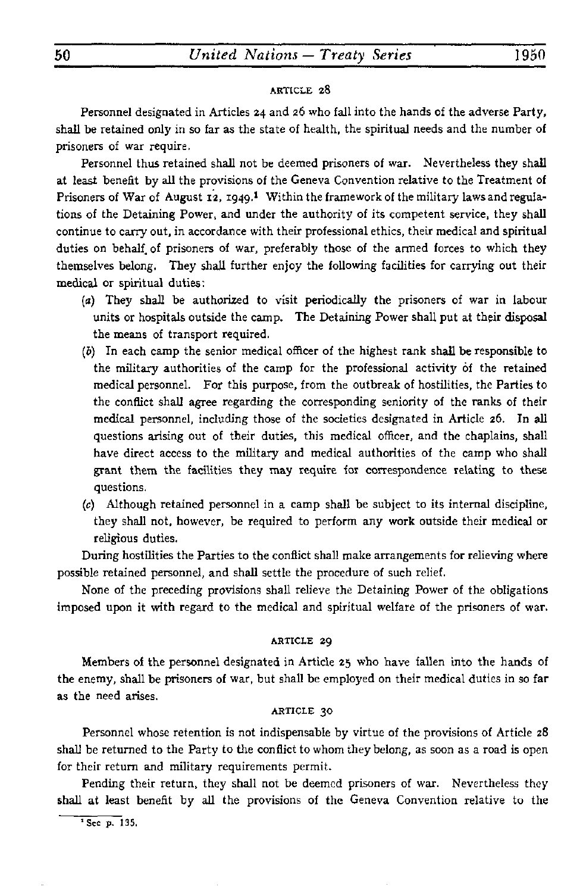ARTICLE 28

Personnel designated in Articles 24 and 26 who fall into the hands of the adverse Party, shall be retained only in so far as the state of health, the spiritual needs and the number of prisoners of war require.

Personnel thus retained shall not be deemed prisoners of war. Nevertheless they shall at least benefit by all the provisions of the Geneva Convention relative to the Treatment of Prisoners of War of August 12, 1949.[1] Within the framework of the military laws and regulations of the Detaining Power, and under the authority of its competent service, they shall continue to carry out, in accordance with their professional ethics, their medical and spiritual duties on behalf of prisoners of war, preferably those of the armed forces to which they themselves belong. They shall further enjoy the following facilities for carrying out their medical or spiritual duties:

(a) They shall be authorized to visit periodically the prisoners of war in labour units or hospitals outside the camp. The Detaining Power shall put at their disposal the means of transport required.

(b) In each camp the senior medical officer of the highest rank shall be responsible to the military authorities of the camp for the professional activity of the retained medical personnel. For this purpose, from the outbreak of hostilities, the Parties to the conflict shall agree regarding the corresponding seniority of the ranks of their medical personnel, including those of the societies designated in Article 26. In all questions arising out of their duties, this medical officer, and the chaplains, shall have direct access to the military and medical authorities of the camp who shall grant them the facilities they may require for correspondence relating to these questions.

(c) Although retained personnel in a camp shall be subject to its internal discipline, they shall not, however, be required to perform any work outside their medical or religious duties.

During hostilities the Parties to the conflict shall make arrangements for relieving where possible retained personnel, and shall settle the procedure of such relief.

None of the preceding provisions shall relieve the Detaining Power of the obligations imposed upon it with regard to the medical and spiritual welfare of the prisoners of war.

ARTICLE 29

Members of the personnel designated in Article 25 who have fallen into the hands of the enemy, shall be prisoners of war, but shall be employed on their medical duties in so far as the need arises.

ARTICLE 30

Personnel whose retention is not indispensable by virtue of the provisions of Article 28 shall be returned to the Party to the conflict to whom they belong, as soon as a road is open for their return and military requirements permit.

Pending their return, they shall not be deemed prisoners of war. Nevertheless they shall at least benefit by all the provisions of the Geneva Convention relative to the

[1] See p. 135.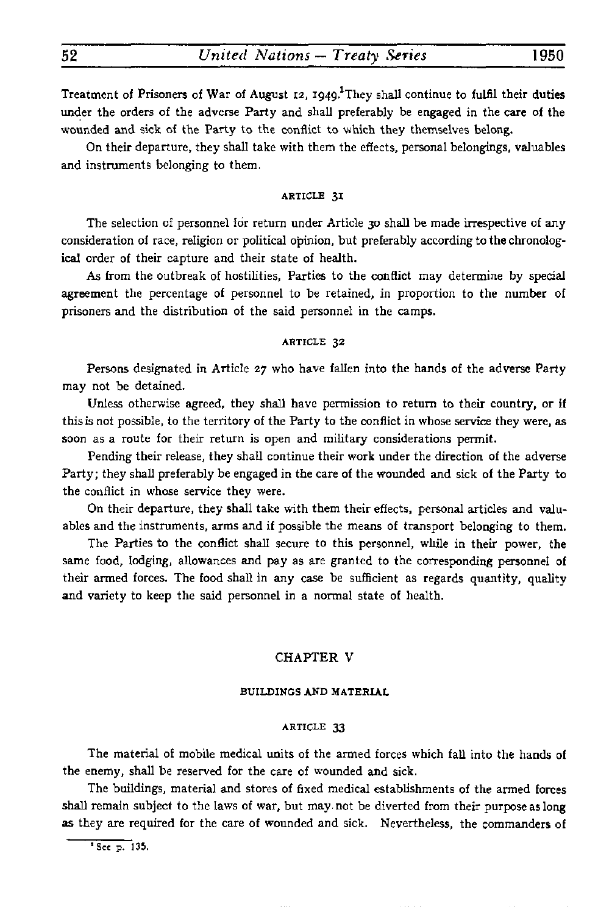Treatment of Prisoners of War of August 12, 1949.[1] They shall continue to fulfil their duties under the orders of the adverse Party and shall preferably be engaged in the care of the wounded and sick of the Party to the conflict to which they themselves belong.

On their departure, they shall take with them the effects, personal belongings, valuables and instruments belonging to them.

###### ARTICLE 31

The selection of personnel for return under Article 30 shall be made irrespective of any consideration of race, religion or political opinion, but preferably according to the chronological order of their capture and their state of health.

As from the outbreak of hostilities, Parties to the conflict may determine by special agreement the percentage of personnel to be retained, in proportion to the number of prisoners and the distribution of the said personnel in the camps.

###### ARTICLE 32

Persons designated in Article 27 who have fallen into the hands of the adverse Party may not be detained.

Unless otherwise agreed, they shall have permission to return to their country, or if this is not possible, to the territory of the Party to the conflict in whose service they were, as soon as a route for their return is open and military considerations permit.

Pending their release, they shall continue their work under the direction of the adverse Party; they shall preferably be engaged in the care of the wounded and sick of the Party to the conflict in whose service they were.

On their departure, they shall take with them their effects, personal articles and valuables and the instruments, arms and if possible the means of transport belonging to them.

The Parties to the conflict shall secure to this personnel, while in their power, the same food, lodging, allowances and pay as are granted to the corresponding personnel of their armed forces. The food shall in any case be sufficient as regards quantity, quality and variety to keep the said personnel in a normal state of health.

## CHAPTER V

### BUILDINGS AND MATERIAL

###### ARTICLE 33

The material of mobile medical units of the armed forces which fall into the hands of the enemy, shall be reserved for the care of wounded and sick.

The buildings, material and stores of fixed medical establishments of the armed forces shall remain subject to the laws of war, but may not be diverted from their purpose as long as they are required for the care of wounded and sick. Nevertheless, the commanders of

[1] See p. 135.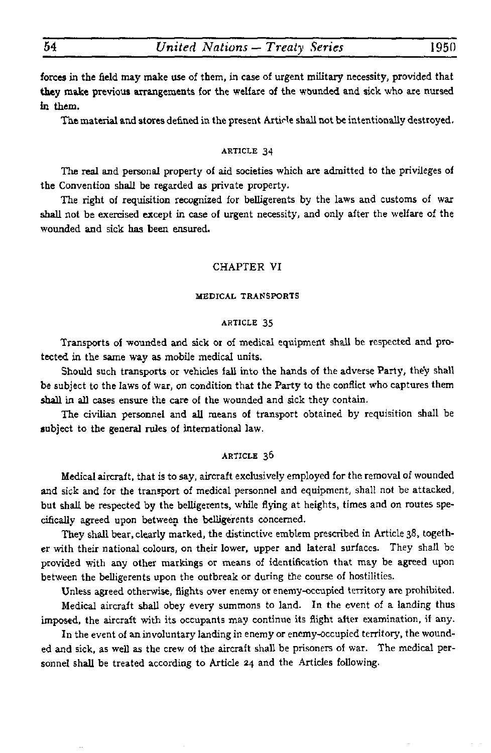forces in the field may make use of them, in case of urgent military necessity, provided that they make previous arrangements for the welfare of the wounded and sick who are nursed in them.

The material and stores defined in the present Article shall not be intentionally destroyed.

ARTICLE 34

The real and personal property of aid societies which are admitted to the privileges of the Convention shall be regarded as private property.

The right of requisition recognized for belligerents by the laws and customs of war shall not be exercised except in case of urgent necessity, and only after the welfare of the wounded and sick has been ensured.

## CHAPTER VI

### MEDICAL TRANSPORTS

ARTICLE 35

Transports of wounded and sick or of medical equipment shall be respected and protected in the same way as mobile medical units.

Should such transports or vehicles fall into the hands of the adverse Party, they shall be subject to the laws of war, on condition that the Party to the conflict who captures them shall in all cases ensure the care of the wounded and sick they contain.

The civilian personnel and all means of transport obtained by requisition shall be subject to the general rules of international law.

ARTICLE 36

Medical aircraft, that is to say, aircraft exclusively employed for the removal of wounded and sick and for the transport of medical personnel and equipment, shall not be attacked, but shall be respected by the belligerents, while flying at heights, times and on routes specifically agreed upon between the belligerents concerned.

They shall bear, clearly marked, the distinctive emblem prescribed in Article 38, together with their national colours, on their lower, upper and lateral surfaces. They shall be provided with any other markings or means of identification that may be agreed upon between the belligerents upon the outbreak or during the course of hostilities.

Unless agreed otherwise, flights over enemy or enemy-occupied territory are prohibited.

Medical aircraft shall obey every summons to land. In the event of a landing thus imposed, the aircraft with its occupants may continue its flight after examination, if any.

In the event of an involuntary landing in enemy or enemy-occupied territory, the wounded and sick, as well as the crew of the aircraft shall be prisoners of war. The medical personnel shall be treated according to Article 24 and the Articles following.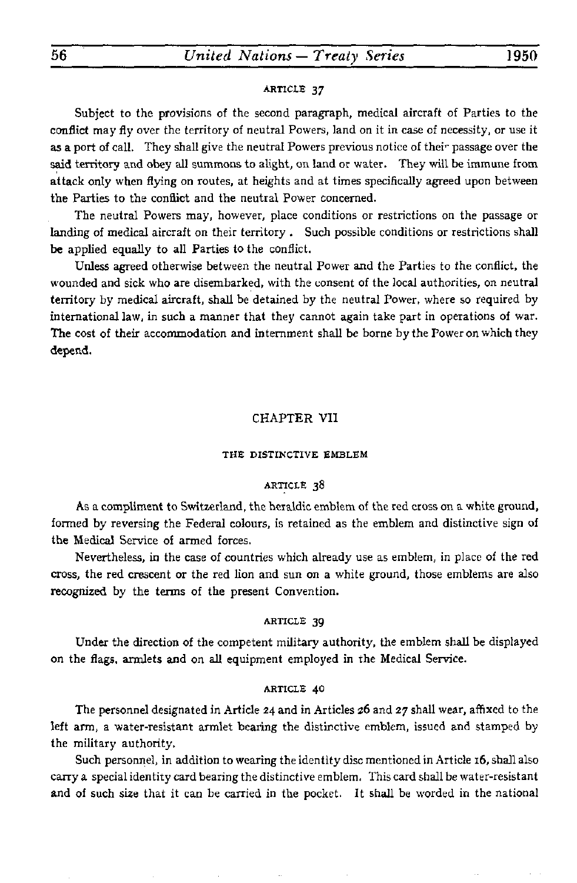ARTICLE 37

Subject to the provisions of the second paragraph, medical aircraft of Parties to the conflict may fly over the territory of neutral Powers, land on it in case of necessity, or use it as a port of call. They shall give the neutral Powers previous notice of their passage over the said territory and obey all summons to alight, on land or water. They will be immune from attack only when flying on routes, at heights and at times specifically agreed upon between the Parties to the conflict and the neutral Power concerned.

The neutral Powers may, however, place conditions or restrictions on the passage or landing of medical aircraft on their territory . Such possible conditions or restrictions shall be applied equally to all Parties to the conflict.

Unless agreed otherwise between the neutral Power and the Parties to the conflict, the wounded and sick who are disembarked, with the consent of the local authorities, on neutral territory by medical aircraft, shall be detained by the neutral Power, where so required by international law, in such a manner that they cannot again take part in operations of war. The cost of their accommodation and internment shall be borne by the Power on which they depend.

## CHAPTER VII

### THE DISTINCTIVE EMBLEM

ARTICLE 38

As a compliment to Switzerland, the heraldic emblem of the red cross on a white ground, formed by reversing the Federal colours, is retained as the emblem and distinctive sign of the Medical Service of armed forces.

Nevertheless, in the case of countries which already use as emblem, in place of the red cross, the red crescent or the red lion and sun on a white ground, those emblems are also recognized by the terms of the present Convention.

ARTICLE 39

Under the direction of the competent military authority, the emblem shall be displayed on the flags, armlets and on all equipment employed in the Medical Service.

ARTICLE 40

The personnel designated in Article 24 and in Articles 26 and 27 shall wear, affixed to the left arm, a water-resistant armlet bearing the distinctive emblem, issued and stamped by the military authority.

Such personnel, in addition to wearing the identity disc mentioned in Article 16, shall also carry a special identity card bearing the distinctive emblem. This card shall be water-resistant and of such size that it can be carried in the pocket. It shall be worded in the national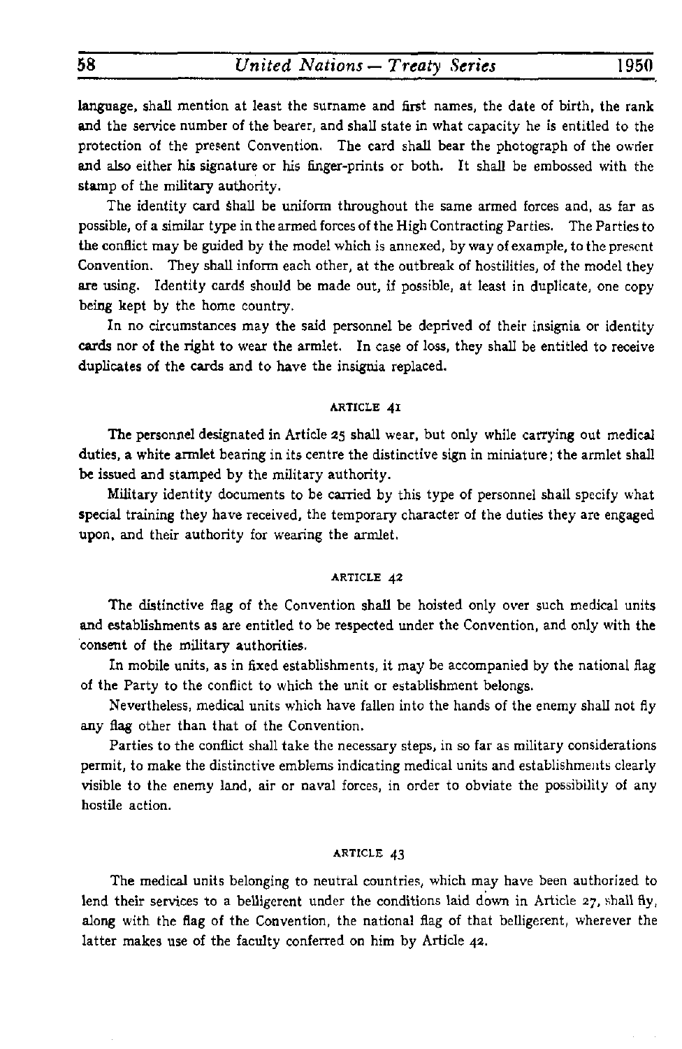language, shall mention at least the surname and first names, the date of birth, the rank and the service number of the bearer, and shall state in what capacity he is entitled to the protection of the present Convention. The card shall bear the photograph of the owner and also either his signature or his finger-prints or both. It shall be embossed with the stamp of the military authority.

The identity card shall be uniform throughout the same armed forces and, as far as possible, of a similar type in the armed forces of the High Contracting Parties. The Parties to the conflict may be guided by the model which is annexed, by way of example, to the present Convention. They shall inform each other, at the outbreak of hostilities, of the model they are using. Identity cards should be made out, if possible, at least in duplicate, one copy being kept by the home country.

In no circumstances may the said personnel be deprived of their insignia or identity cards nor of the right to wear the armlet. In case of loss, they shall be entitled to receive duplicates of the cards and to have the insignia replaced.

#### ARTICLE 41

The personnel designated in Article 25 shall wear, but only while carrying out medical duties, a white armlet bearing in its centre the distinctive sign in miniature; the armlet shall be issued and stamped by the military authority.

Military identity documents to be carried by this type of personnel shall specify what special training they have received, the temporary character of the duties they are engaged upon, and their authority for wearing the armlet.

#### ARTICLE 42

The distinctive flag of the Convention shall be hoisted only over such medical units and establishments as are entitled to be respected under the Convention, and only with the consent of the military authorities.

In mobile units, as in fixed establishments, it may be accompanied by the national flag of the Party to the conflict to which the unit or establishment belongs.

Nevertheless, medical units which have fallen into the hands of the enemy shall not fly any flag other than that of the Convention.

Parties to the conflict shall take the necessary steps, in so far as military considerations permit, to make the distinctive emblems indicating medical units and establishments clearly visible to the enemy land, air or naval forces, in order to obviate the possibility of any hostile action.

#### ARTICLE 43

The medical units belonging to neutral countries, which may have been authorized to lend their services to a belligerent under the conditions laid down in Article 27, shall fly, along with the flag of the Convention, the national flag of that belligerent, wherever the latter makes use of the faculty conferred on him by Article 42.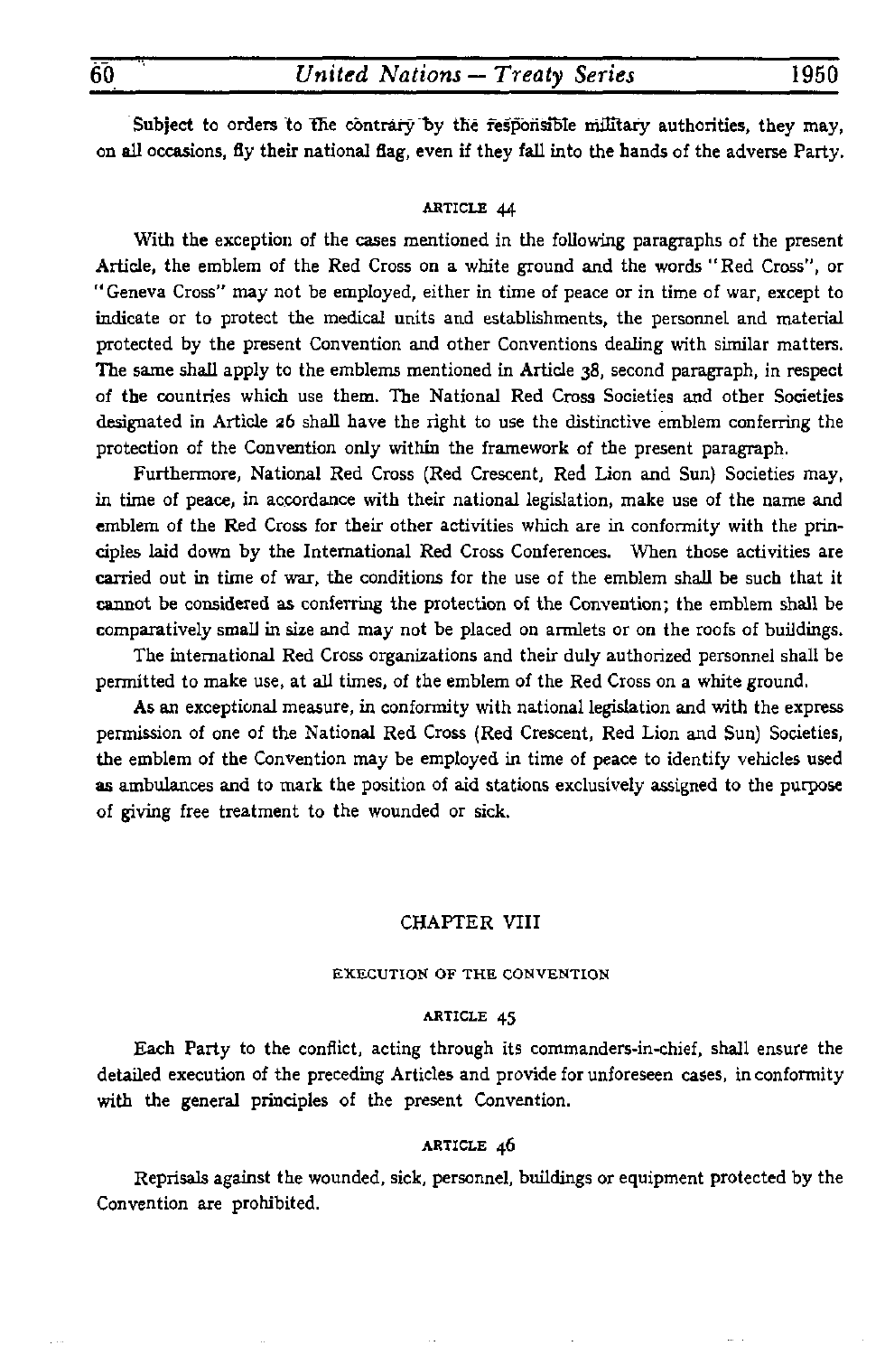Subject to orders to the contrary by the responsible military authorities, they may, on all occasions, fly their national flag, even if they fall into the hands of the adverse Party.

#### ARTICLE 44

With the exception of the cases mentioned in the following paragraphs of the present Article, the emblem of the Red Cross on a white ground and the words "Red Cross", or "Geneva Cross" may not be employed, either in time of peace or in time of war, except to indicate or to protect the medical units and establishments, the personnel and material protected by the present Convention and other Conventions dealing with similar matters. The same shall apply to the emblems mentioned in Article 38, second paragraph, in respect of the countries which use them. The National Red Cross Societies and other Societies designated in Article 26 shall have the right to use the distinctive emblem conferring the protection of the Convention only within the framework of the present paragraph.

Furthermore, National Red Cross (Red Crescent, Red Lion and Sun) Societies may, in time of peace, in accordance with their national legislation, make use of the name and emblem of the Red Cross for their other activities which are in conformity with the principles laid down by the International Red Cross Conferences. When those activities are carried out in time of war, the conditions for the use of the emblem shall be such that it cannot be considered as conferring the protection of the Convention; the emblem shall be comparatively small in size and may not be placed on armlets or on the roofs of buildings.

The international Red Cross organizations and their duly authorized personnel shall be permitted to make use, at all times, of the emblem of the Red Cross on a white ground.

As an exceptional measure, in conformity with national legislation and with the express permission of one of the National Red Cross (Red Crescent, Red Lion and Sun) Societies, the emblem of the Convention may be employed in time of peace to identify vehicles used as ambulances and to mark the position of aid stations exclusively assigned to the purpose of giving free treatment to the wounded or sick.

## CHAPTER VIII

### EXECUTION OF THE CONVENTION

#### ARTICLE 45

Each Party to the conflict, acting through its commanders-in-chief, shall ensure the detailed execution of the preceding Articles and provide for unforeseen cases, in conformity with the general principles of the present Convention.

#### ARTICLE 46

Reprisals against the wounded, sick, personnel, buildings or equipment protected by the Convention are prohibited.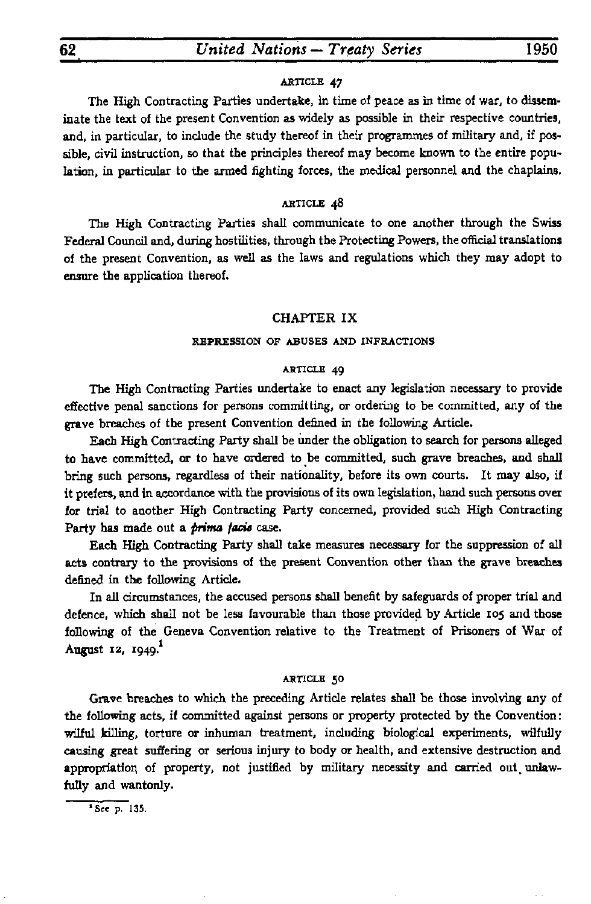#### ARTICLE 47

The High Contracting Parties undertake, in time of peace as in time of war, to disseminate the text of the present Convention as widely as possible in their respective countries, and, in particular, to include the study thereof in their programmes of military and, if possible, civil instruction, so that the principles thereof may become known to the entire population, in particular to the armed fighting forces, the medical personnel and the chaplains.

#### ARTICLE 48

The High Contracting Parties shall communicate to one another through the Swiss Federal Council and, during hostilities, through the Protecting Powers, the official translations of the present Convention, as well as the laws and regulations which they may adopt to ensure the application thereof.

## CHAPTER IX

### REPRESSION OF ABUSES AND INFRACTIONS

#### ARTICLE 49

The High Contracting Parties undertake to enact any legislation necessary to provide effective penal sanctions for persons committing, or ordering to be committed, any of the grave breaches of the present Convention defined in the following Article.

Each High Contracting Party shall be under the obligation to search for persons alleged to have committed, or to have ordered to be committed, such grave breaches, and shall bring such persons, regardless of their nationality, before its own courts. It may also, if it prefers, and in accordance with the provisions of its own legislation, hand such persons over for trial to another High Contracting Party concerned, provided such High Contracting Party has made out a *prima facie* case.

Each High Contracting Party shall take measures necessary for the suppression of all acts contrary to the provisions of the present Convention other than the grave breaches defined in the following Article.

In all circumstances, the accused persons shall benefit by safeguards of proper trial and defence, which shall not be less favourable than those provided by Article 105 and those following of the Geneva Convention relative to the Treatment of Prisoners of War of August 12, 1949.[1]

#### ARTICLE 50

Grave breaches to which the preceding Article relates shall be those involving any of the following acts, if committed against persons or property protected by the Convention: wilful killing, torture or inhuman treatment, including biological experiments, wilfully causing great suffering or serious injury to body or health, and extensive destruction and appropriation of property, not justified by military necessity and carried out unlawfully and wantonly.

[1] See p. 135.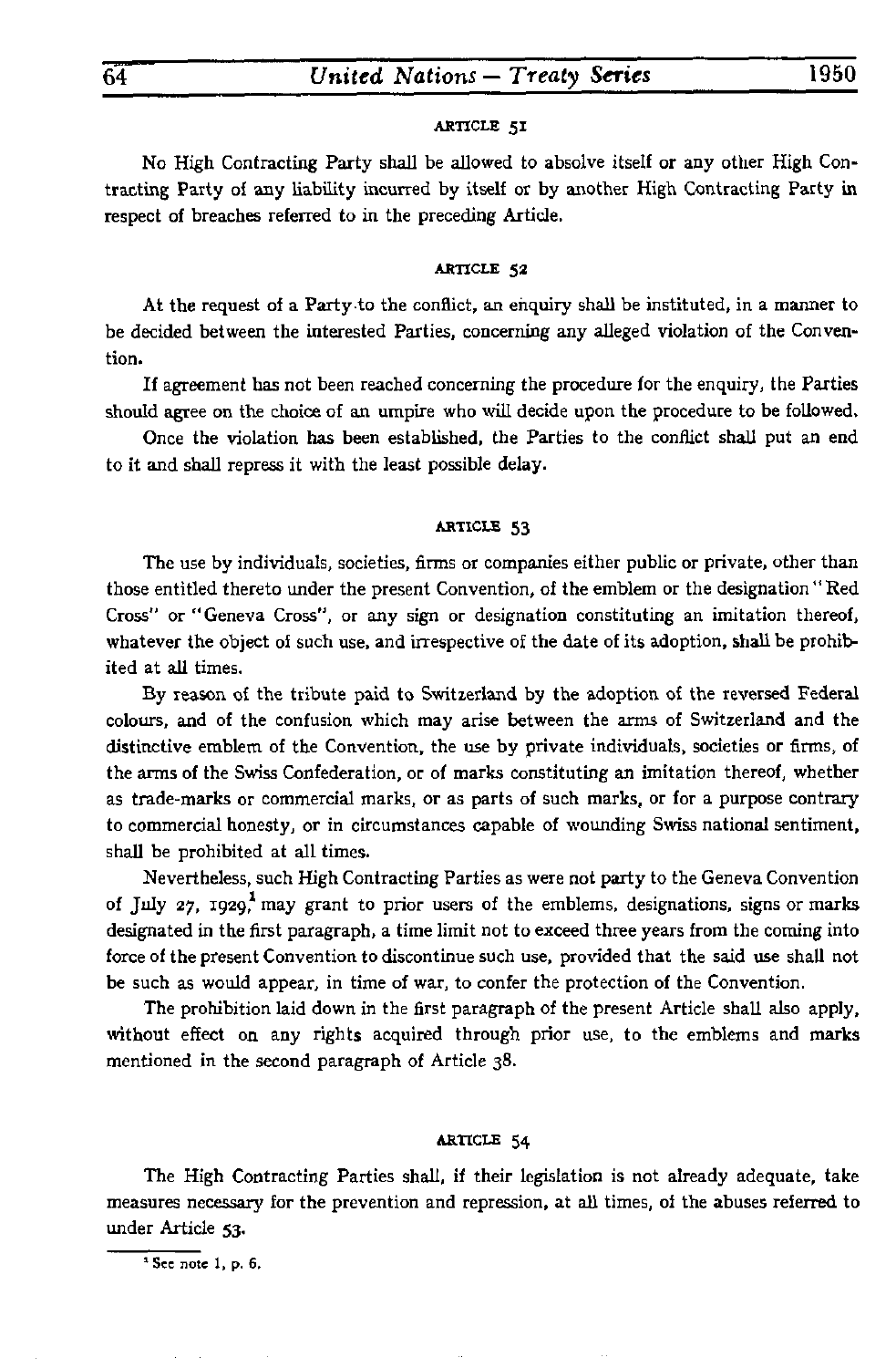### ARTICLE 51

No High Contracting Party shall be allowed to absolve itself or any other High Contracting Party of any liability incurred by itself or by another High Contracting Party in respect of breaches referred to in the preceding Article.

### ARTICLE 52

At the request of a Party to the conflict, an enquiry shall be instituted, in a manner to be decided between the interested Parties, concerning any alleged violation of the Convention.

If agreement has not been reached concerning the procedure for the enquiry, the Parties should agree on the choice of an umpire who will decide upon the procedure to be followed.

Once the violation has been established, the Parties to the conflict shall put an end to it and shall repress it with the least possible delay.

### ARTICLE 53

The use by individuals, societies, firms or companies either public or private, other than those entitled thereto under the present Convention, of the emblem or the designation "Red Cross" or "Geneva Cross", or any sign or designation constituting an imitation thereof, whatever the object of such use, and irrespective of the date of its adoption, shall be prohibited at all times.

By reason of the tribute paid to Switzerland by the adoption of the reversed Federal colours, and of the confusion which may arise between the arms of Switzerland and the distinctive emblem of the Convention, the use by private individuals, societies or firms, of the arms of the Swiss Confederation, or of marks constituting an imitation thereof, whether as trade-marks or commercial marks, or as parts of such marks, or for a purpose contrary to commercial honesty, or in circumstances capable of wounding Swiss national sentiment, shall be prohibited at all times.

Nevertheless, such High Contracting Parties as were not party to the Geneva Convention of July 27, 1929,[1] may grant to prior users of the emblems, designations, signs or marks designated in the first paragraph, a time limit not to exceed three years from the coming into force of the present Convention to discontinue such use, provided that the said use shall not be such as would appear, in time of war, to confer the protection of the Convention.

The prohibition laid down in the first paragraph of the present Article shall also apply, without effect on any rights acquired through prior use, to the emblems and marks mentioned in the second paragraph of Article 38.

### ARTICLE 54

The High Contracting Parties shall, if their legislation is not already adequate, take measures necessary for the prevention and repression, at all times, of the abuses referred to under Article 53.

---

[1] See note 1, p. 6.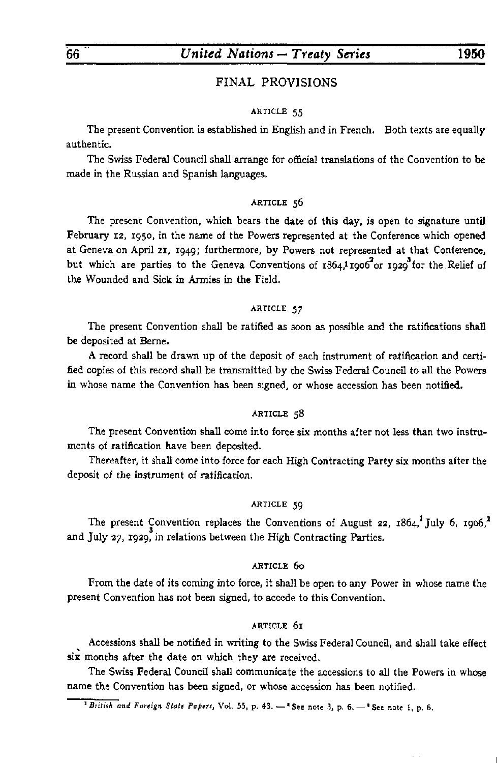## FINAL PROVISIONS

### ARTICLE 55

The present Convention is established in English and in French. Both texts are equally authentic.

The Swiss Federal Council shall arrange for official translations of the Convention to be made in the Russian and Spanish languages.

### ARTICLE 56

The present Convention, which bears the date of this day, is open to signature until February 12, 1950, in the name of the Powers represented at the Conference which opened at Geneva on April 21, 1949; furthermore, by Powers not represented at that Conference, but which are parties to the Geneva Conventions of 1864,[1] 1906[2] or 1929[3] for the Relief of the Wounded and Sick in Armies in the Field.

### ARTICLE 57

The present Convention shall be ratified as soon as possible and the ratifications shall be deposited at Berne.

A record shall be drawn up of the deposit of each instrument of ratification and certified copies of this record shall be transmitted by the Swiss Federal Council to all the Powers in whose name the Convention has been signed, or whose accession has been notified.

### ARTICLE 58

The present Convention shall come into force six months after not less than two instruments of ratification have been deposited.

Thereafter, it shall come into force for each High Contracting Party six months after the deposit of the instrument of ratification.

### ARTICLE 59

The present Convention replaces the Conventions of August 22, 1864,[1] July 6, 1906,[2] and July 27, 1929,[3] in relations between the High Contracting Parties.

### ARTICLE 60

From the date of its coming into force, it shall be open to any Power in whose name the present Convention has not been signed, to accede to this Convention.

### ARTICLE 61

Accessions shall be notified in writing to the Swiss Federal Council, and shall take effect six months after the date on which they are received.

The Swiss Federal Council shall communicate the accessions to all the Powers in whose name the Convention has been signed, or whose accession has been notified.

---

[1] *British and Foreign State Papers*, Vol. 55, p. 43. — [2] See note 3, p. 6. — [3] See note 1, p. 6.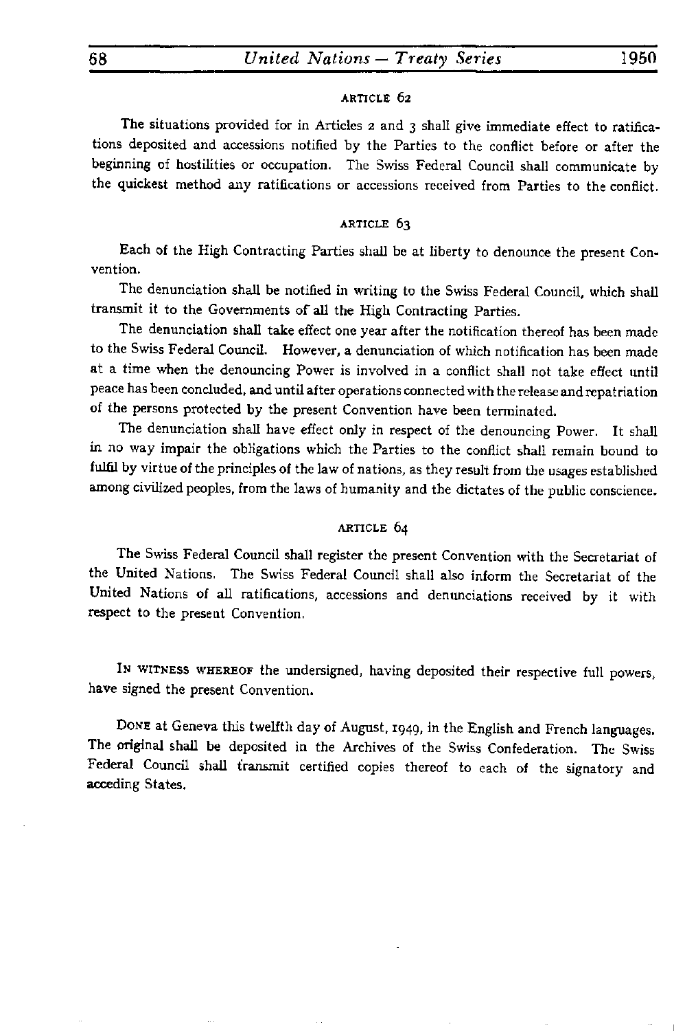### ARTICLE 62

The situations provided for in Articles 2 and 3 shall give immediate effect to ratifications deposited and accessions notified by the Parties to the conflict before or after the beginning of hostilities or occupation. The Swiss Federal Council shall communicate by the quickest method any ratifications or accessions received from Parties to the conflict.

### ARTICLE 63

Each of the High Contracting Parties shall be at liberty to denounce the present Convention.

The denunciation shall be notified in writing to the Swiss Federal Council, which shall transmit it to the Governments of all the High Contracting Parties.

The denunciation shall take effect one year after the notification thereof has been made to the Swiss Federal Council. However, a denunciation of which notification has been made at a time when the denouncing Power is involved in a conflict shall not take effect until peace has been concluded, and until after operations connected with the release and repatriation of the persons protected by the present Convention have been terminated.

The denunciation shall have effect only in respect of the denouncing Power. It shall in no way impair the obligations which the Parties to the conflict shall remain bound to fulfil by virtue of the principles of the law of nations, as they result from the usages established among civilized peoples, from the laws of humanity and the dictates of the public conscience.

### ARTICLE 64

The Swiss Federal Council shall register the present Convention with the Secretariat of the United Nations. The Swiss Federal Council shall also inform the Secretariat of the United Nations of all ratifications, accessions and denunciations received by it with respect to the present Convention.

IN WITNESS WHEREOF the undersigned, having deposited their respective full powers, have signed the present Convention.

DONE at Geneva this twelfth day of August, 1949, in the English and French languages. The original shall be deposited in the Archives of the Swiss Confederation. The Swiss Federal Council shall transmit certified copies thereof to each of the signatory and acceding States.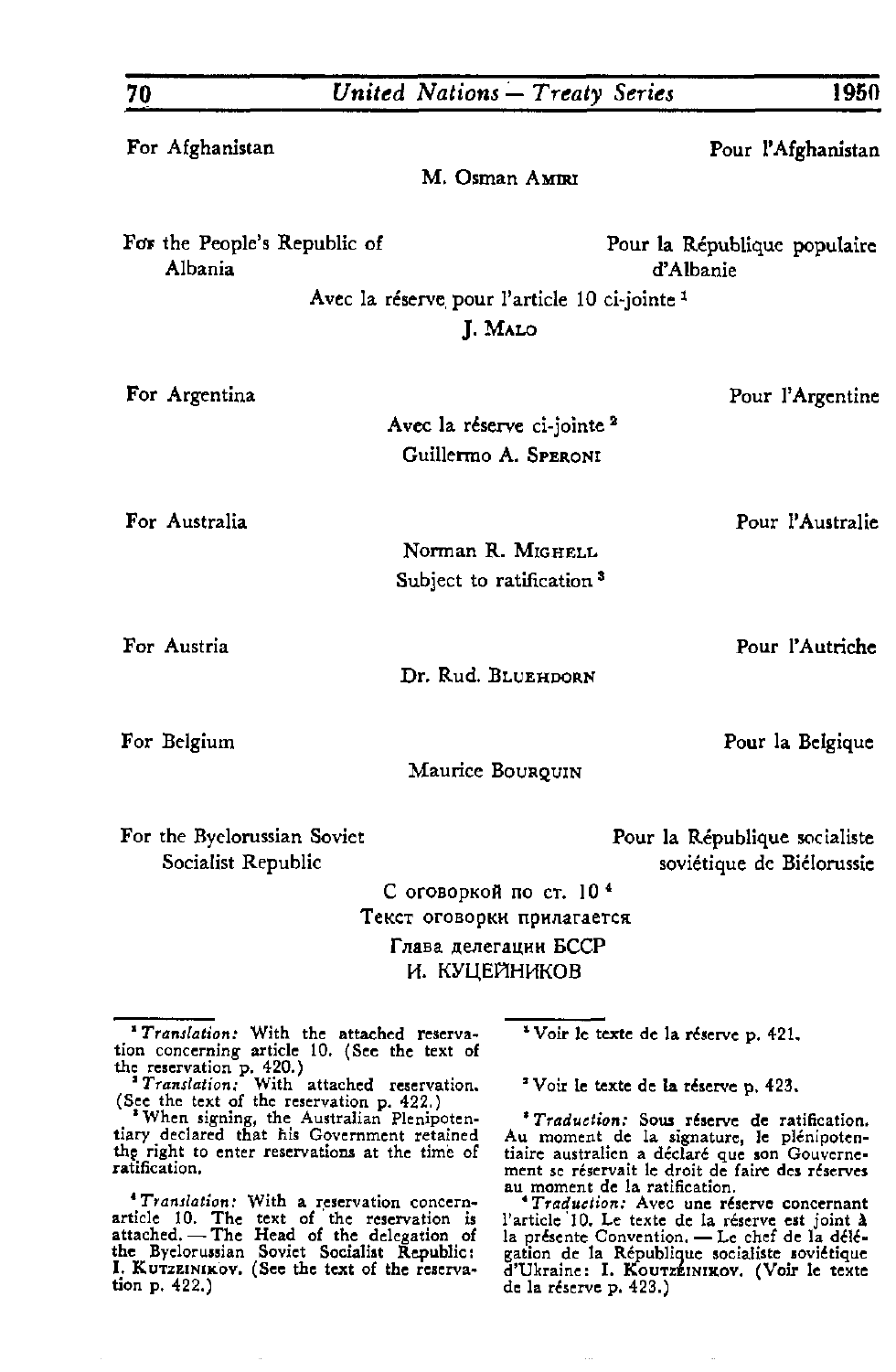For Afghanistan — Pour l'Afghanistan

M. Osman AMIRI

For the People's Republic of Albania — Pour la République populaire d'Albanie

Avec la réserve pour l'article 10 ci-jointe [1]

J. MALO

For Argentina — Pour l'Argentine

Avec la réserve ci-jointe [2]

Guillermo A. SPERONI

For Australia — Pour l'Australie

Norman R. MIGHELL

Subject to ratification [3]

For Austria — Pour l'Autriche

Dr. Rud. BLUEHDORN

For Belgium — Pour la Belgique

Maurice BOURQUIN

For the Byelorussian Soviet Socialist Republic — Pour la République socialiste soviétique de Biélorussie

С оговоркой по ст. 10 [4]

Текст оговорки прилагается

Глава делегации БССР

И. КУЦЕЙНИКОВ

---

[1] *Translation:* With the attached reservation concerning article 10. (See the text of the reservation p. 420.)

[2] *Translation:* With attached reservation. (See the text of the reservation p. 422.)

[3] When signing, the Australian Plenipotentiary declared that his Government retained the right to enter reservations at the time of ratification.

[4] *Translation:* With a reservation concerning article 10. The text of the reservation is attached. — The Head of the delegation of the Byelorussian Soviet Socialist Republic: I. KUTZEINIKOV. (See the text of the reservation p. 422.)

[1] Voir le texte de la réserve p. 421.

[2] Voir le texte de la réserve p. 423.

[3] *Traduction:* Sous réserve de ratification. Au moment de la signature, le plénipotentiaire australien a déclaré que son Gouvernement se réservait le droit de faire des réserves au moment de la ratification.

[4] *Traduction:* Avec une réserve concernant l'article 10. Le texte de la réserve est joint à la présente Convention. — Le chef de la délégation de la République socialiste soviétique d'Ukraine: I. KOUTZÉINIKOV. (Voir le texte de la réserve p. 423.)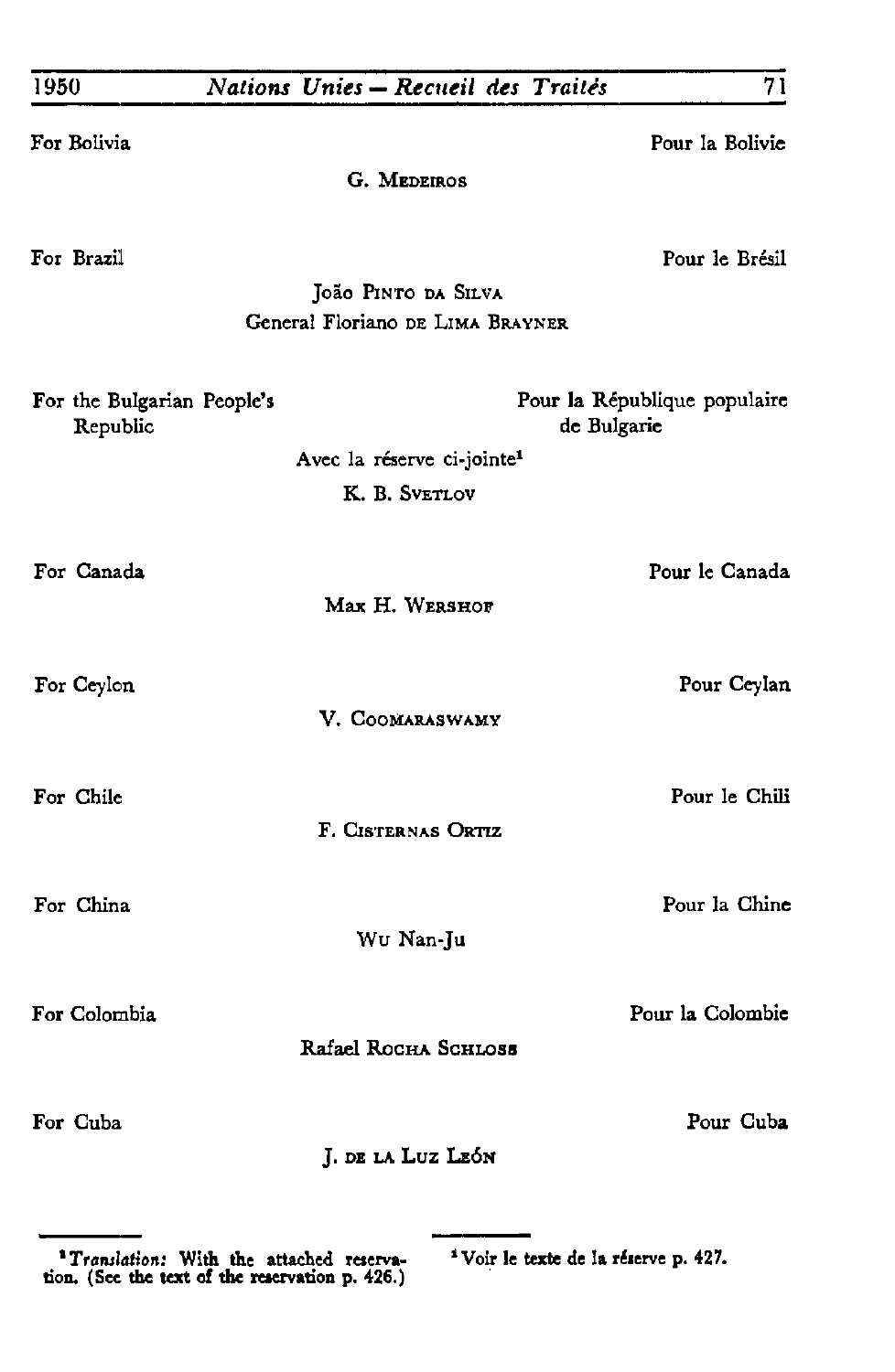For Bolivia | Pour la Bolivie

G. MEDEIROS

For Brazil | Pour le Brésil

João PINTO DA SILVA
General Floriano DE LIMA BRAYNER

For the Bulgarian People's Republic | Pour la République populaire de Bulgarie

Avec la réserve ci-jointe[1]
K. B. SVETLOV

For Canada | Pour le Canada

Max H. WERSHOF

For Ceylon | Pour Ceylan

V. COOMARASWAMY

For Chile | Pour le Chili

F. CISTERNAS ORTIZ

For China | Pour la Chine

WU Nan-Ju

For Colombia | Pour la Colombie

Rafael ROCHA SCHLOSS

For Cuba | Pour Cuba

J. DE LA LUZ LEÓN

---

[1] *Translation:* With the attached reservation. (See the text of the reservation p. 426.)

[1] Voir le texte de la réserve p. 427.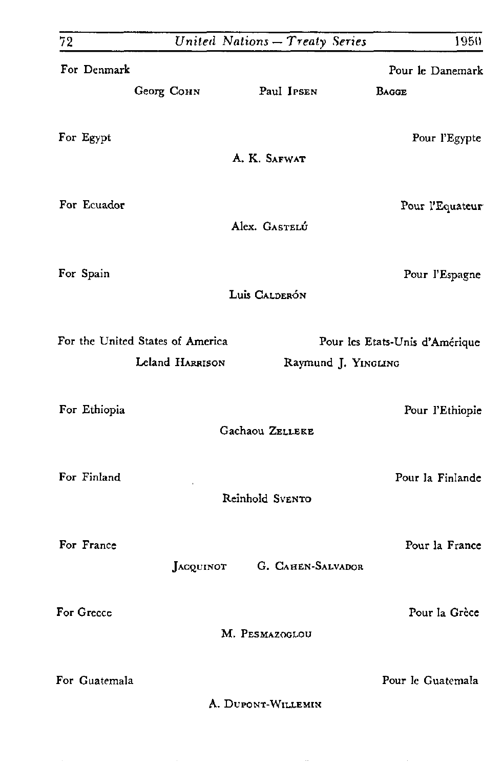For Denmark — Pour le Danemark

Georg COHN    Paul IPSEN    BAGGE

For Egypt — Pour l'Egypte

A. K. SAFWAT

For Ecuador — Pour l'Equateur

Alex. GASTELÚ

For Spain — Pour l'Espagne

Luis CALDERÓN

For the United States of America — Pour les Etats-Unis d'Amérique

Leland HARRISON    Raymund J. YINGLING

For Ethiopia — Pour l'Ethiopie

Gachaou ZELLEKE

For Finland — Pour la Finlande

Reinhold SVENTO

For France — Pour la France

JACQUINOT    G. CAHEN-SALVADOR

For Greece — Pour la Grèce

M. PESMAZOGLOU

For Guatemala — Pour le Guatemala

A. DUPONT-WILLEMIN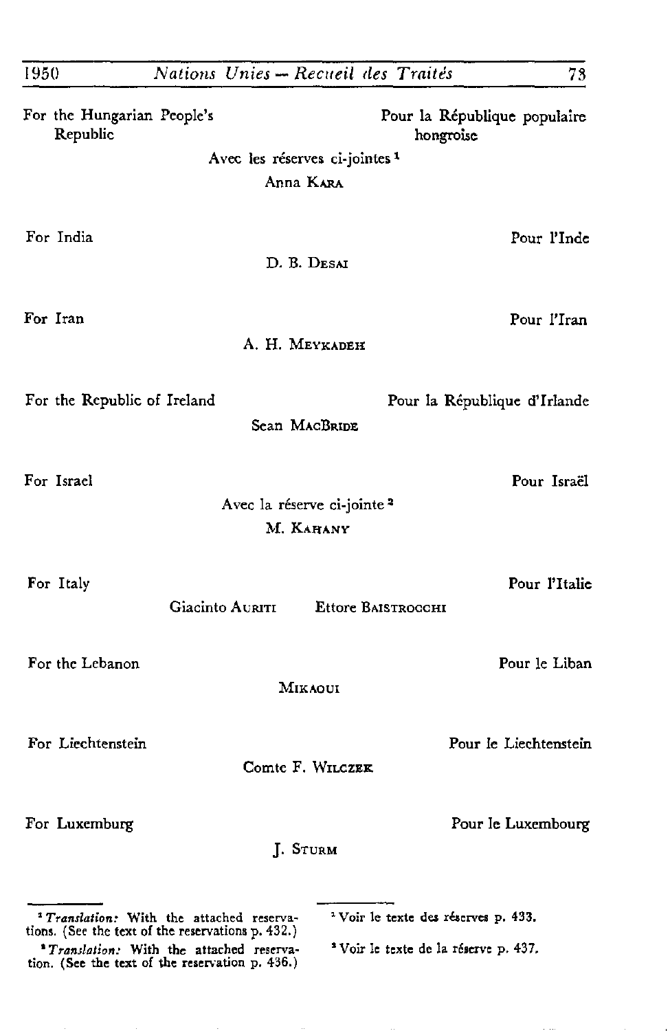For the Hungarian People's Republic — Pour la République populaire hongroise

Avec les réserves ci-jointes [1]

Anna Kara

For India — Pour l'Inde

D. B. Desai

For Iran — Pour l'Iran

A. H. Meykadeh

For the Republic of Ireland — Pour la République d'Irlande

Sean MacBride

For Israel — Pour Israël

Avec la réserve ci-jointe [2]

M. Kahany

For Italy — Pour l'Italie

Giacinto Auriti — Ettore Baistrocchi

For the Lebanon — Pour le Liban

Mikaoui

For Liechtenstein — Pour le Liechtenstein

Comte F. Wilczek

For Luxemburg — Pour le Luxembourg

J. Sturm

---

[1] *Translation:* With the attached reservations. (See the text of the reservations p. 432.)

[2] *Translation:* With the attached reservation. (See the text of the reservation p. 436.)

[1] Voir le texte des réserves p. 433.

[2] Voir le texte de la réserve p. 437.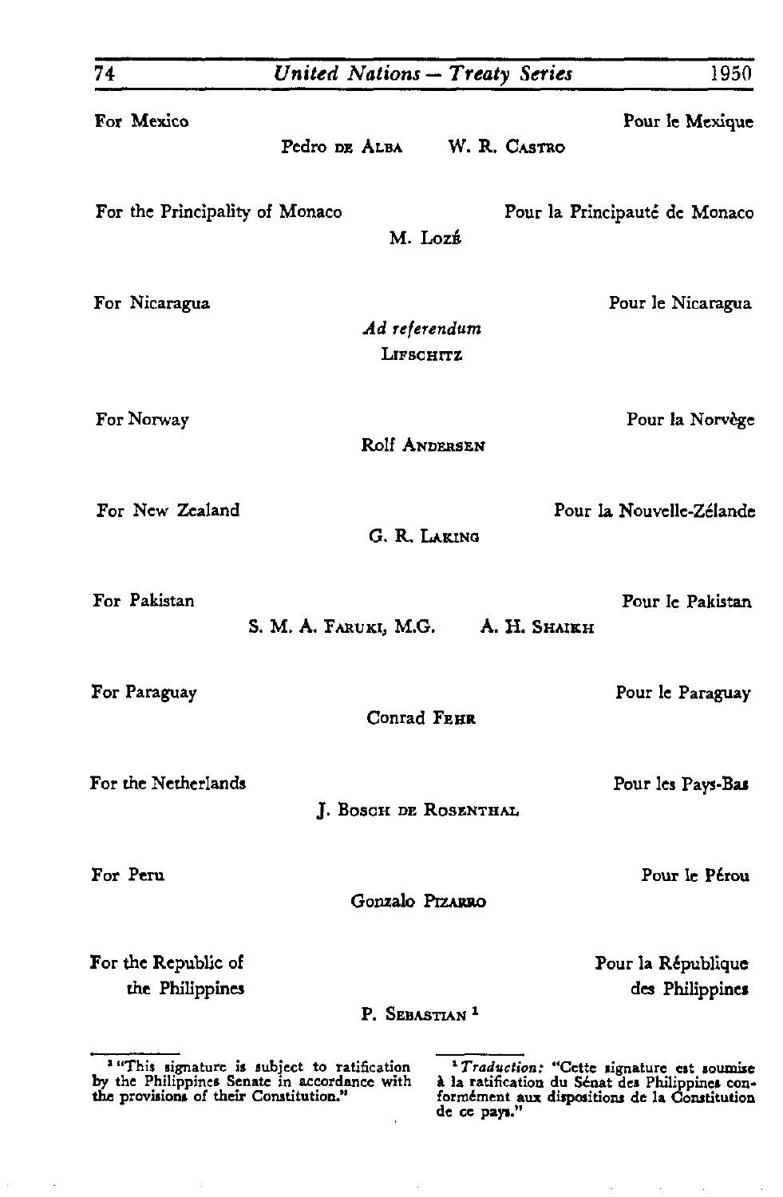For Mexico — Pour le Mexique

Pedro DE ALBA W. R. CASTRO

For the Principality of Monaco — Pour la Principauté de Monaco

M. LOZÉ

For Nicaragua — Pour le Nicaragua

*Ad referendum*
LIFSCHITZ

For Norway — Pour la Norvège

Rolf ANDERSEN

For New Zealand — Pour la Nouvelle-Zélande

G. R. LAKING

For Pakistan — Pour le Pakistan

S. M. A. FARUKI, M.G. A. H. SHAIKH

For Paraguay — Pour le Paraguay

Conrad FEHR

For the Netherlands — Pour les Pays-Bas

J. BOSCH DE ROSENTHAL

For Peru — Pour le Pérou

Gonzalo PIZARRO

For the Republic of the Philippines — Pour la République des Philippines

P. SEBASTIAN [1]

---

[1] "This signature is subject to ratification by the Philippines Senate in accordance with the provisions of their Constitution."

[1] *Traduction:* "Cette signature est soumise à la ratification du Sénat des Philippines conformément aux dispositions de la Constitution de ce pays."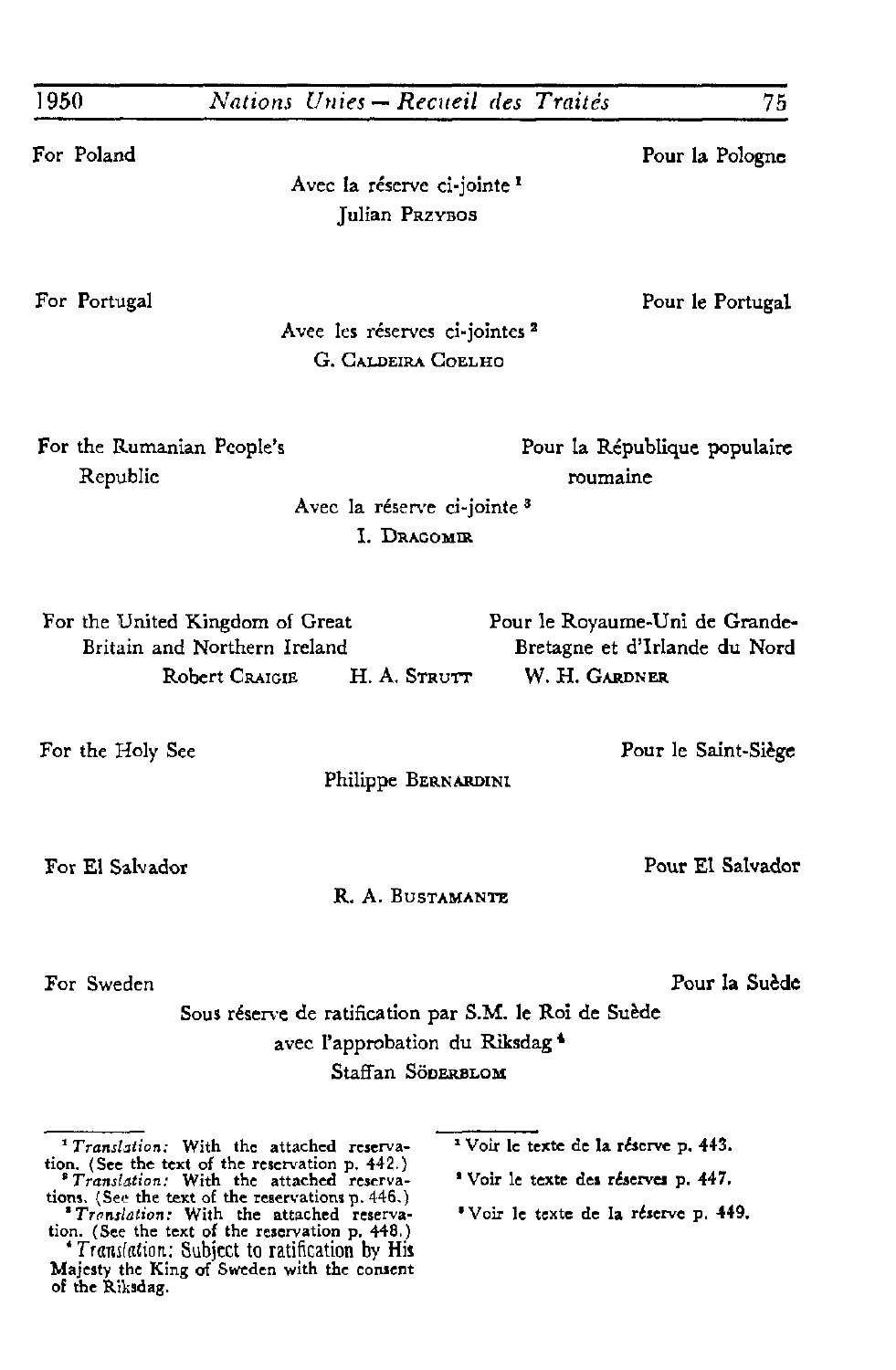For Poland | Pour la Pologne

Avec la réserve ci-jointe [1]
Julian PRZYBOS

For Portugal | Pour le Portugal

Avec les réserves ci-jointes [2]
G. CALDEIRA COELHO

For the Rumanian People's Republic | Pour la République populaire roumaine

Avec la réserve ci-jointe [3]
I. DRAGOMIR

For the United Kingdom of Great Britain and Northern Ireland | Pour le Royaume-Uni de Grande-Bretagne et d'Irlande du Nord

Robert CRAIGIE H. A. STRUTT W. H. GARDNER

For the Holy See | Pour le Saint-Siège

Philippe BERNARDINI

For El Salvador | Pour El Salvador

R. A. BUSTAMANTE

For Sweden | Pour la Suède

Sous réserve de ratification par S.M. le Roi de Suède avec l'approbation du Riksdag [4]
Staffan SÖDERBLOM

---

[1] *Translation:* With the attached reservation. (See the text of the reservation p. 442.)

[2] *Translation:* With the attached reservations. (See the text of the reservations p. 446.)

[3] *Translation:* With the attached reservation. (See the text of the reservation p. 448.)

[4] *Translation:* Subject to ratification by His Majesty the King of Sweden with the consent of the Riksdag.

[1] Voir le texte de la réserve p. 443.

[2] Voir le texte des réserves p. 447.

[3] Voir le texte de la réserve p. 449.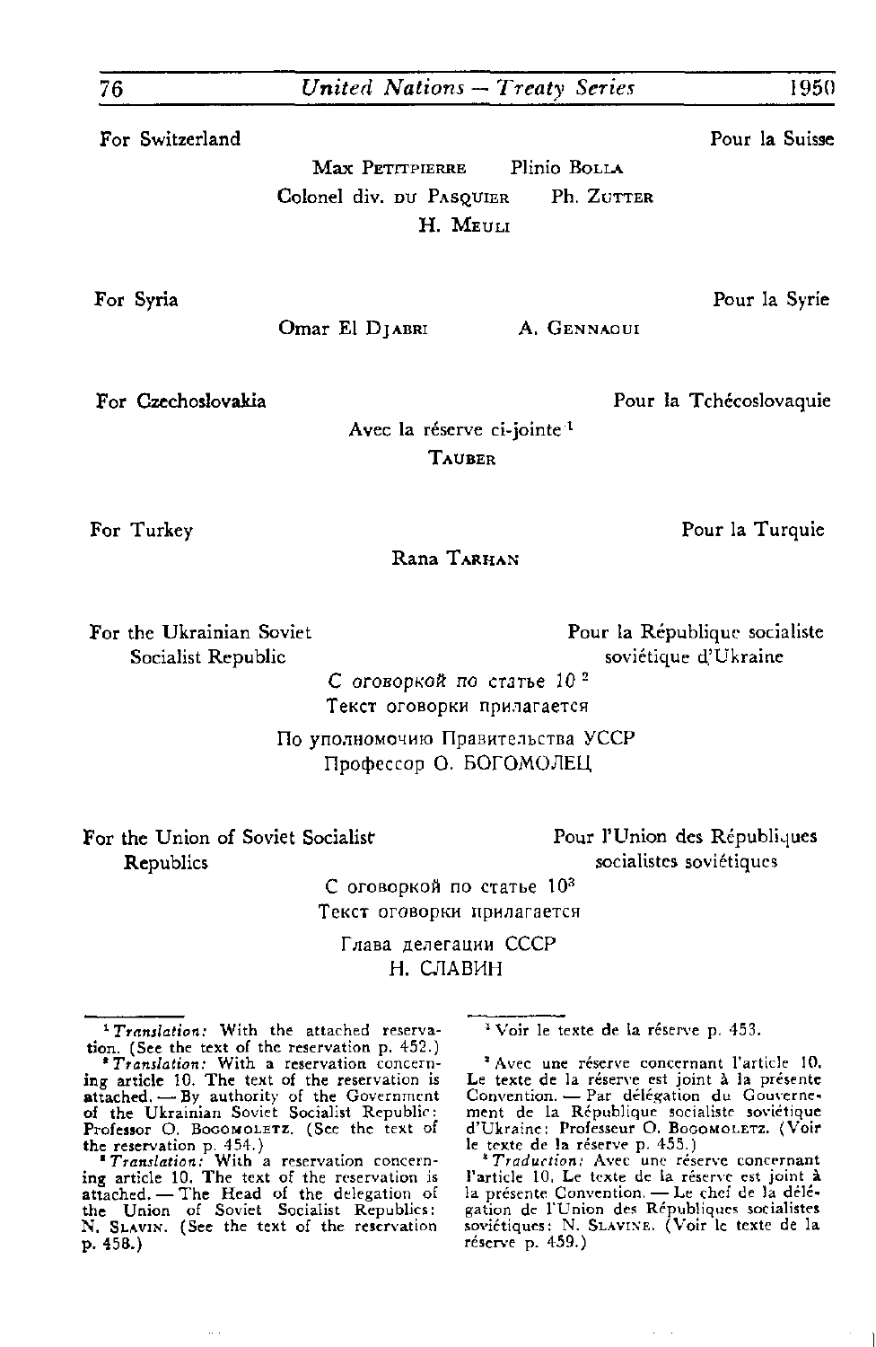For Switzerland — Pour la Suisse

Max PETITPIERRE Plinio BOLLA
Colonel div. DU PASQUIER Ph. ZUTTER
H. MEULI

For Syria — Pour la Syrie

Omar El DJABRI A. GENNAOUI

For Czechoslovakia — Pour la Tchécoslovaquie

Avec la réserve ci-jointe [1]
TAUBER

For Turkey — Pour la Turquie

Rana TARHAN

For the Ukrainian Soviet Socialist Republic — Pour la République socialiste soviétique d'Ukraine

С оговоркой по статье 10 [2]
Текст оговорки прилагается

По уполномочию Правительства УССР
Профессор О. БОГОМОЛЕЦ

For the Union of Soviet Socialist Republics — Pour l'Union des Républiques socialistes soviétiques

С оговоркой по статье 10 [3]
Текст оговорки прилагается

Глава делегации СССР
Н. СЛАВИН

---

[1] *Translation:* With the attached reservation. (See the text of the reservation p. 452.)

[2] *Translation:* With a reservation concerning article 10. The text of the reservation is attached. — By authority of the Government of the Ukrainian Soviet Socialist Republic: Professor O. BOGOMOLETZ. (See the text of the reservation p. 454.)

[3] *Translation:* With a reservation concerning article 10. The text of the reservation is attached. — The Head of the delegation of the Union of Soviet Socialist Republics: N. SLAVIN. (See the text of the reservation p. 458.)

[1] Voir le texte de la réserve p. 453.

[2] Avec une réserve concernant l'article 10. Le texte de la réserve est joint à la présente Convention. — Par délégation du Gouvernement de la République socialiste soviétique d'Ukraine: Professeur O. BOGOMOLETZ. (Voir le texte de la réserve p. 455.)

[3] *Traduction:* Avec une réserve concernant l'article 10. Le texte de la réserve est joint à la présente Convention. — Le chef de la délégation de l'Union des Républiques socialistes soviétiques: N. SLAVINE. (Voir le texte de la réserve p. 459.)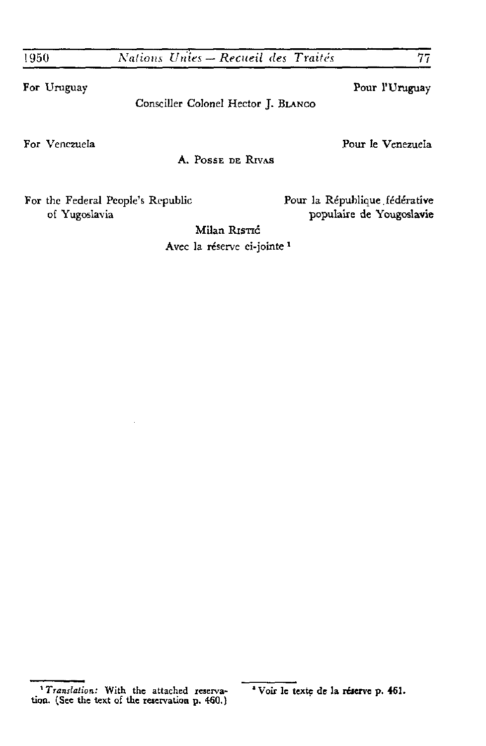For Uruguay — Pour l'Uruguay

Consciller Colonel Hector J. BLANCO

For Venezuela — Pour le Venezuela

A. POSSE DE RIVAS

For the Federal People's Republic of Yugoslavia — Pour la République fédérative populaire de Yougoslavie

Milan RISTIĆ

Avec la réserve ci-jointe [1]

---

[1] *Translation:* With the attached reservation. (See the text of the reservation p. 460.)

[1] Voir le texte de la réserve p. 461.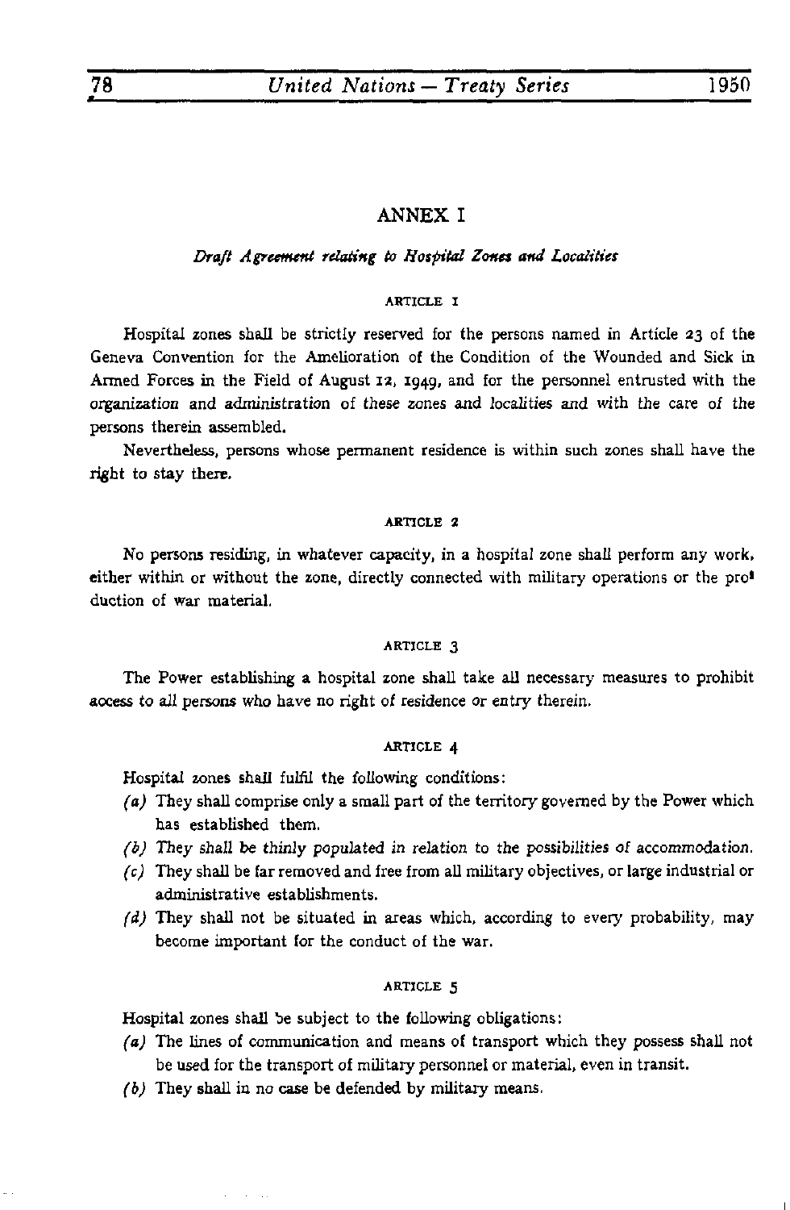## ANNEX I

*Draft Agreement relating to Hospital Zones and Localities*

ARTICLE 1

Hospital zones shall be strictly reserved for the persons named in Article 23 of the Geneva Convention for the Amelioration of the Condition of the Wounded and Sick in Armed Forces in the Field of August 12, 1949, and for the personnel entrusted with the organization and administration of these zones and localities and with the care of the persons therein assembled.

Nevertheless, persons whose permanent residence is within such zones shall have the right to stay there.

ARTICLE 2

No persons residing, in whatever capacity, in a hospital zone shall perform any work, either within or without the zone, directly connected with military operations or the production of war material.

ARTICLE 3

The Power establishing a hospital zone shall take all necessary measures to prohibit access to all persons who have no right of residence or entry therein.

ARTICLE 4

Hospital zones shall fulfil the following conditions:

*(a)* They shall comprise only a small part of the territory governed by the Power which has established them.

*(b)* They shall be thinly populated in relation to the possibilities of accommodation.

*(c)* They shall be far removed and free from all military objectives, or large industrial or administrative establishments.

*(d)* They shall not be situated in areas which, according to every probability, may become important for the conduct of the war.

ARTICLE 5

Hospital zones shall be subject to the following obligations:

*(a)* The lines of communication and means of transport which they possess shall not be used for the transport of military personnel or material, even in transit.

*(b)* They shall in no case be defended by military means.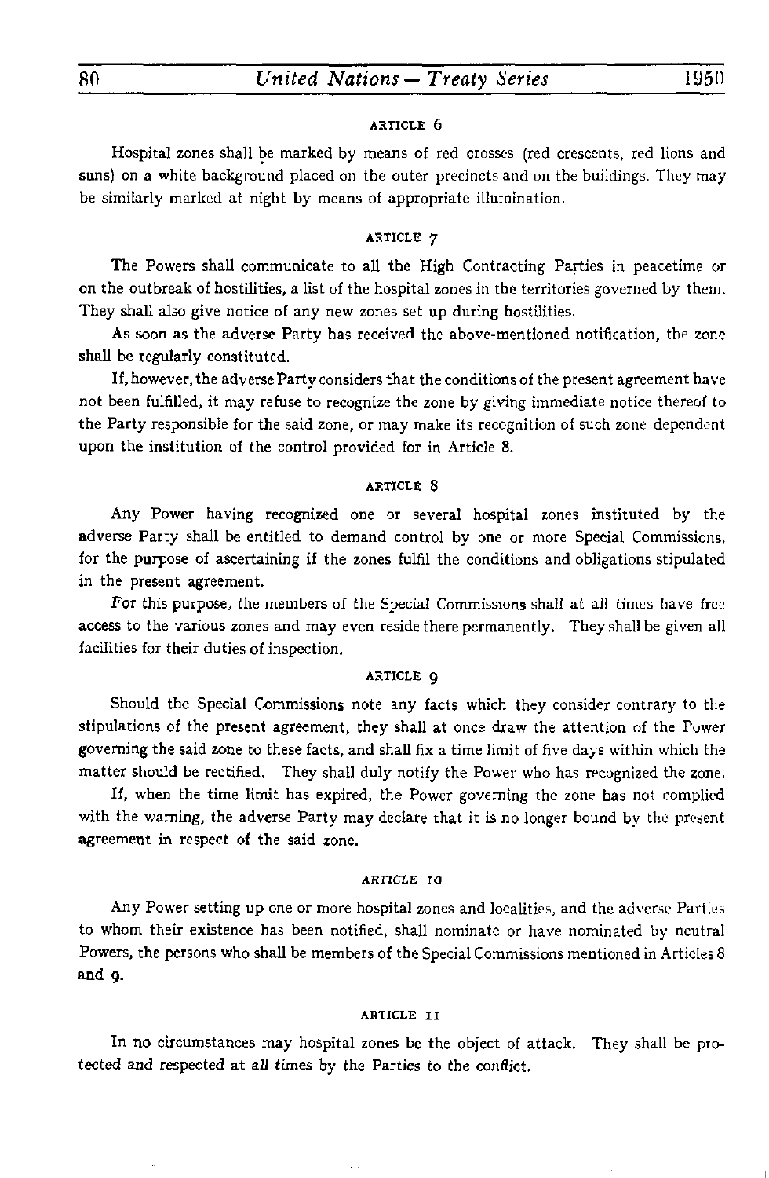ARTICLE 6

Hospital zones shall be marked by means of red crosses (red crescents, red lions and suns) on a white background placed on the outer precincts and on the buildings. They may be similarly marked at night by means of appropriate illumination.

ARTICLE 7

The Powers shall communicate to all the High Contracting Parties in peacetime or on the outbreak of hostilities, a list of the hospital zones in the territories governed by them. They shall also give notice of any new zones set up during hostilities.

As soon as the adverse Party has received the above-mentioned notification, the zone shall be regularly constituted.

If, however, the adverse Party considers that the conditions of the present agreement have not been fulfilled, it may refuse to recognize the zone by giving immediate notice thereof to the Party responsible for the said zone, or may make its recognition of such zone dependent upon the institution of the control provided for in Article 8.

ARTICLE 8

Any Power having recognized one or several hospital zones instituted by the adverse Party shall be entitled to demand control by one or more Special Commissions, for the purpose of ascertaining if the zones fulfil the conditions and obligations stipulated in the present agreement.

For this purpose, the members of the Special Commissions shall at all times have free access to the various zones and may even reside there permanently. They shall be given all facilities for their duties of inspection.

ARTICLE 9

Should the Special Commissions note any facts which they consider contrary to the stipulations of the present agreement, they shall at once draw the attention of the Power governing the said zone to these facts, and shall fix a time limit of five days within which the matter should be rectified. They shall duly notify the Power who has recognized the zone.

If, when the time limit has expired, the Power governing the zone has not complied with the warning, the adverse Party may declare that it is no longer bound by the present agreement in respect of the said zone.

ARTICLE 10

Any Power setting up one or more hospital zones and localities, and the adverse Parties to whom their existence has been notified, shall nominate or have nominated by neutral Powers, the persons who shall be members of the Special Commissions mentioned in Articles 8 and 9.

ARTICLE 11

In no circumstances may hospital zones be the object of attack. They shall be protected and respected at all times by the Parties to the conflict.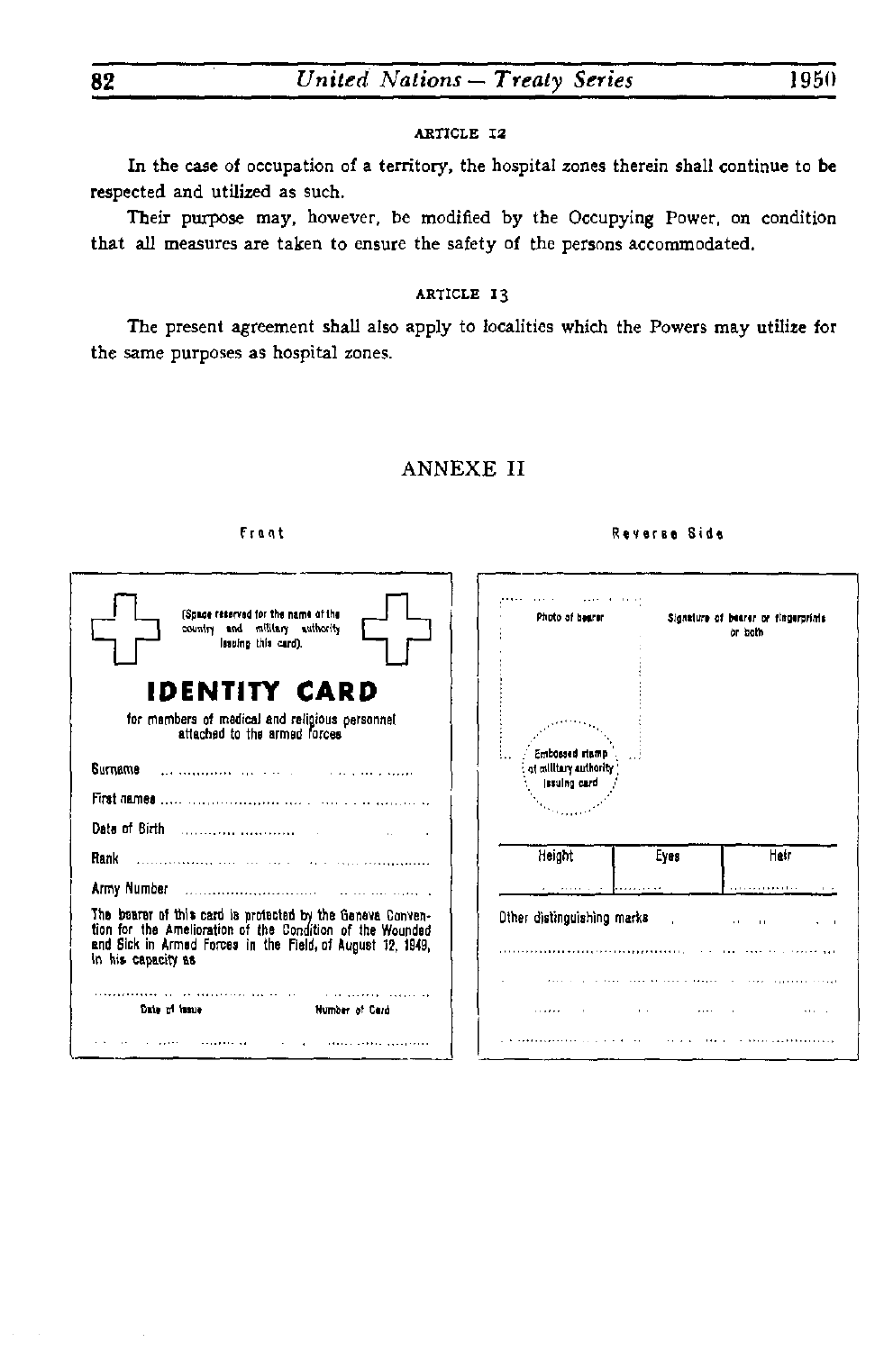#### ARTICLE 12

In the case of occupation of a territory, the hospital zones therein shall continue to be respected and utilized as such.

Their purpose may, however, be modified by the Occupying Power, on condition that all measures are taken to ensure the safety of the persons accommodated.

#### ARTICLE 13

The present agreement shall also apply to localities which the Powers may utilize for the same purposes as hospital zones.

## ANNEXE II

Front

(Space reserved for the name of the country and military authority issuing this card).

**IDENTITY CARD**

for members of medical and religious personnel attached to the armed forces

Surname ..............................

First names ..............................

Date of Birth ..............................

Rank ..............................

Army Number ..............................

The bearer of this card is protected by the Geneva Convention for the Amelioration of the Condition of the Wounded and Sick in Armed Forces in the Field, of August 12, 1949, in his capacity as

..............................

Date of issue ..... Number of Card

..............................

Reverse Side

Photo of bearer

Signature of bearer or fingerprints or both

Embossed stamp of military authority issuing card

| Height | Eyes | Hair |
| --- | --- | --- |
| .......... | .......... | .......... |

Other distinguishing marks ..............................

..............................

..............................

..............................

..............................